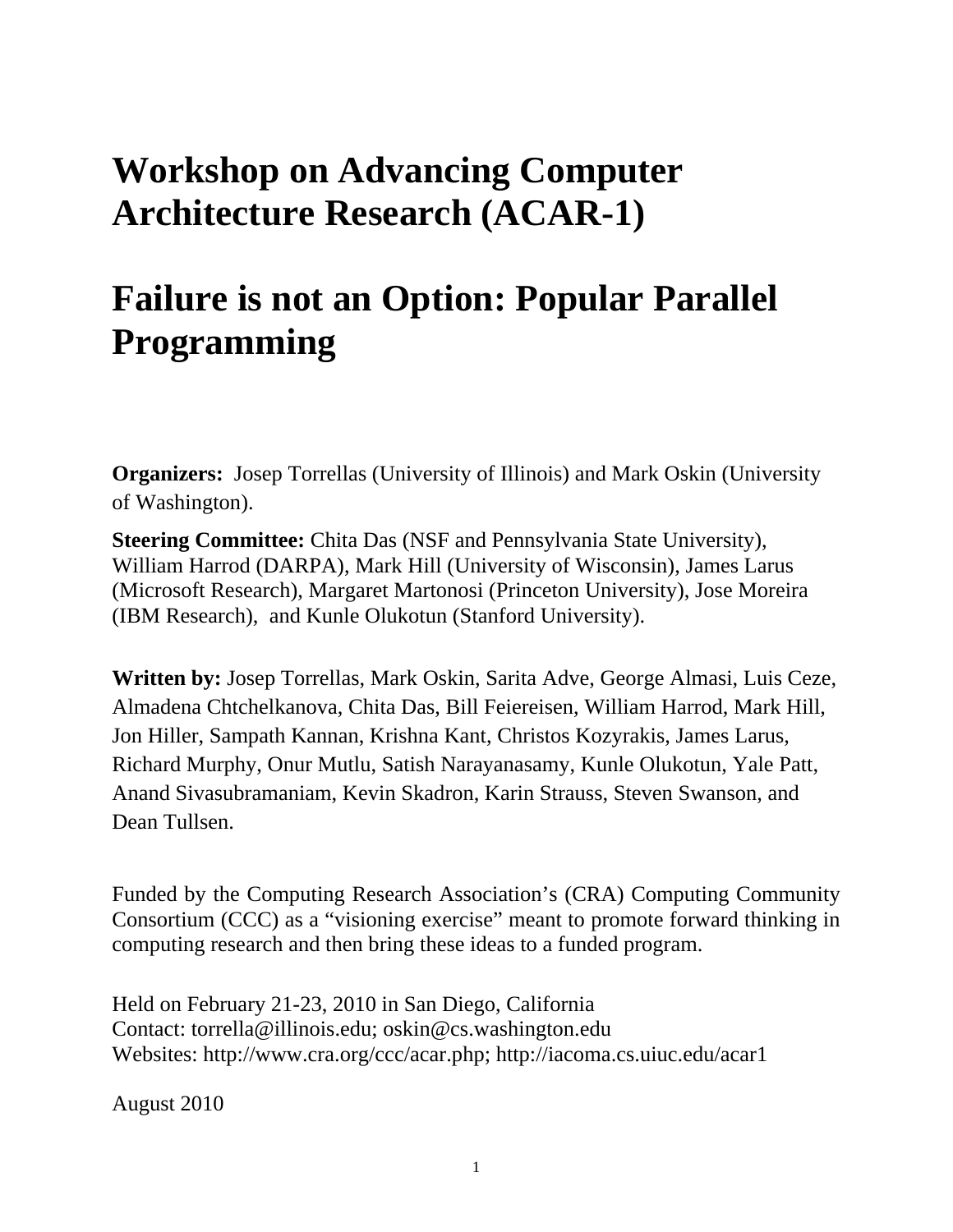# Workshop on Advancing Computer Architecture Research (ACAR-1)

# Failure is not an Option: Popular Parallel Programming

**Organizers:** Josep Torrellas (University of Illinois) and Mark Oskin (University of Washington).

**Steering Committee:** Chita Das (NSF and Pennsylvania State University), William Harrod (DARPA), Mark Hill (University of Wisconsin), James Larus (Microsoft Research), Margaret Martonosi (Princeton University), Jose Moreira (IBM Research), and Kunle Olukotun (Stanford University).

**Written by:** Josep Torrellas, Mark Oskin, Sarita Adve, George Almasi, Luis Ceze, Almadena Chtchelkanova, Chita Das, Bill Feiereisen, William Harrod, Mark Hill, Jon Hiller, Sampath Kannan, Krishna Kant, Christos Kozyrakis, James Larus, Richard Murphy, Onur Mutlu, Satish Narayanasamy, Kunle Olukotun, Yale Patt, Anand Sivasubramaniam, Kevin Skadron, Karin Strauss, Steven Swanson, and Dean Tullsen.

Funded by the Computing Research Association's (CRA) Computing Community Consortium (CCC) as a "visioning exercise" meant to promote forward thinking in computing research and then bring these ideas to a funded program.

Held on February 21-23, 2010 in San Diego, California
Contact: torrella@illinois.edu; oskin@cs.washington.edu
Websites: http://www.cra.org/ccc/acar.php; http://iacoma.cs.uiuc.edu/acar1

August 2010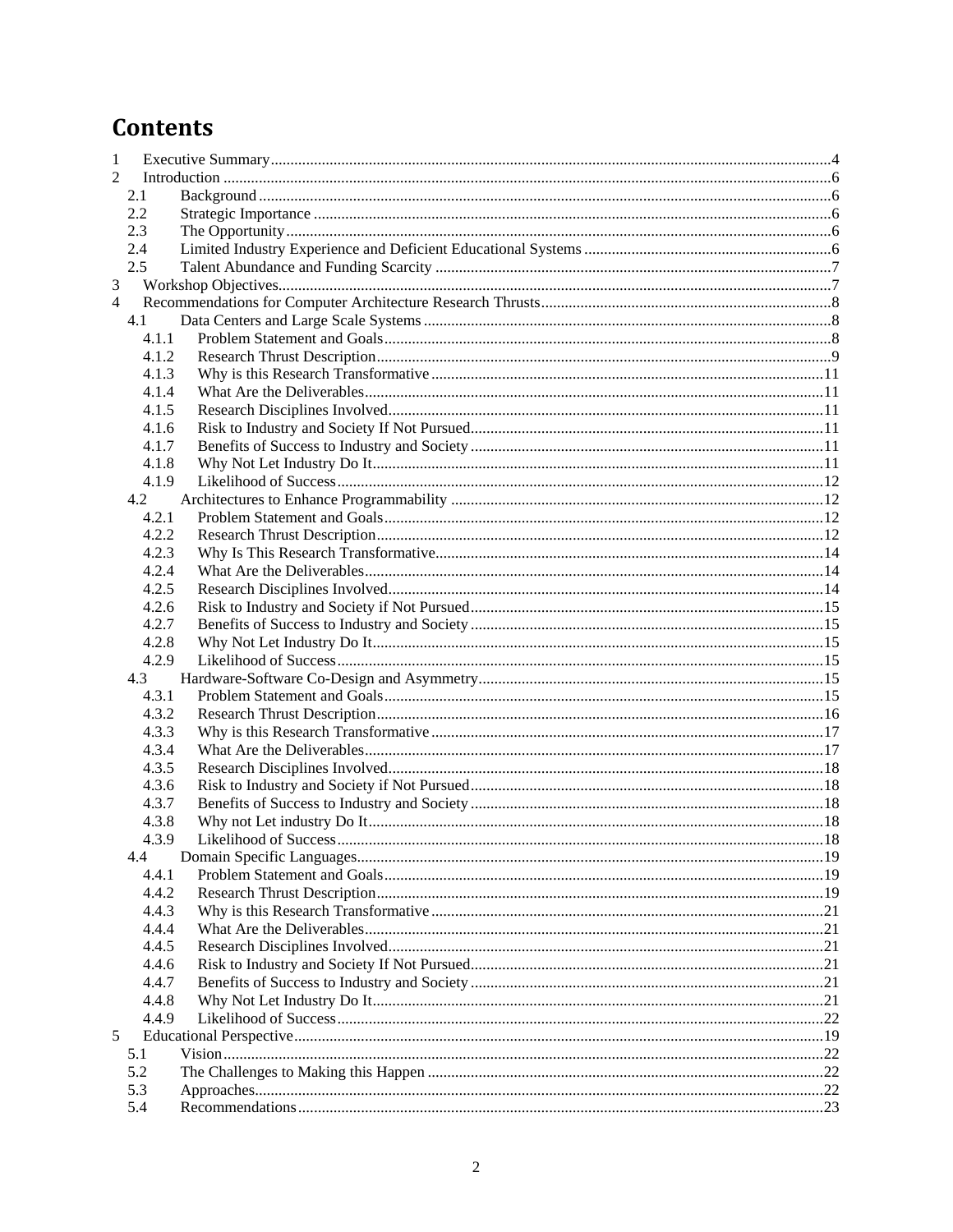# Contents

1 Executive Summary....4
2 Introduction....6
 2.1 Background....6
 2.2 Strategic Importance....6
 2.3 The Opportunity....6
 2.4 Limited Industry Experience and Deficient Educational Systems....6
 2.5 Talent Abundance and Funding Scarcity....7
3 Workshop Objectives....7
4 Recommendations for Computer Architecture Research Thrusts....8
 4.1 Data Centers and Large Scale Systems....8
  4.1.1 Problem Statement and Goals....8
  4.1.2 Research Thrust Description....9
  4.1.3 Why is this Research Transformative....11
  4.1.4 What Are the Deliverables....11
  4.1.5 Research Disciplines Involved....11
  4.1.6 Risk to Industry and Society If Not Pursued....11
  4.1.7 Benefits of Success to Industry and Society....11
  4.1.8 Why Not Let Industry Do It....11
  4.1.9 Likelihood of Success....12
 4.2 Architectures to Enhance Programmability....12
  4.2.1 Problem Statement and Goals....12
  4.2.2 Research Thrust Description....12
  4.2.3 Why Is This Research Transformative....14
  4.2.4 What Are the Deliverables....14
  4.2.5 Research Disciplines Involved....14
  4.2.6 Risk to Industry and Society if Not Pursued....15
  4.2.7 Benefits of Success to Industry and Society....15
  4.2.8 Why Not Let Industry Do It....15
  4.2.9 Likelihood of Success....15
 4.3 Hardware-Software Co-Design and Asymmetry....15
  4.3.1 Problem Statement and Goals....15
  4.3.2 Research Thrust Description....16
  4.3.3 Why is this Research Transformative....17
  4.3.4 What Are the Deliverables....17
  4.3.5 Research Disciplines Involved....18
  4.3.6 Risk to Industry and Society if Not Pursued....18
  4.3.7 Benefits of Success to Industry and Society....18
  4.3.8 Why not Let industry Do It....18
  4.3.9 Likelihood of Success....18
 4.4 Domain Specific Languages....19
  4.4.1 Problem Statement and Goals....19
  4.4.2 Research Thrust Description....19
  4.4.3 Why is this Research Transformative....21
  4.4.4 What Are the Deliverables....21
  4.4.5 Research Disciplines Involved....21
  4.4.6 Risk to Industry and Society If Not Pursued....21
  4.4.7 Benefits of Success to Industry and Society....21
  4.4.8 Why Not Let Industry Do It....21
  4.4.9 Likelihood of Success....22
5 Educational Perspective....19
 5.1 Vision....22
 5.2 The Challenges to Making this Happen....22
 5.3 Approaches....22
 5.4 Recommendations....23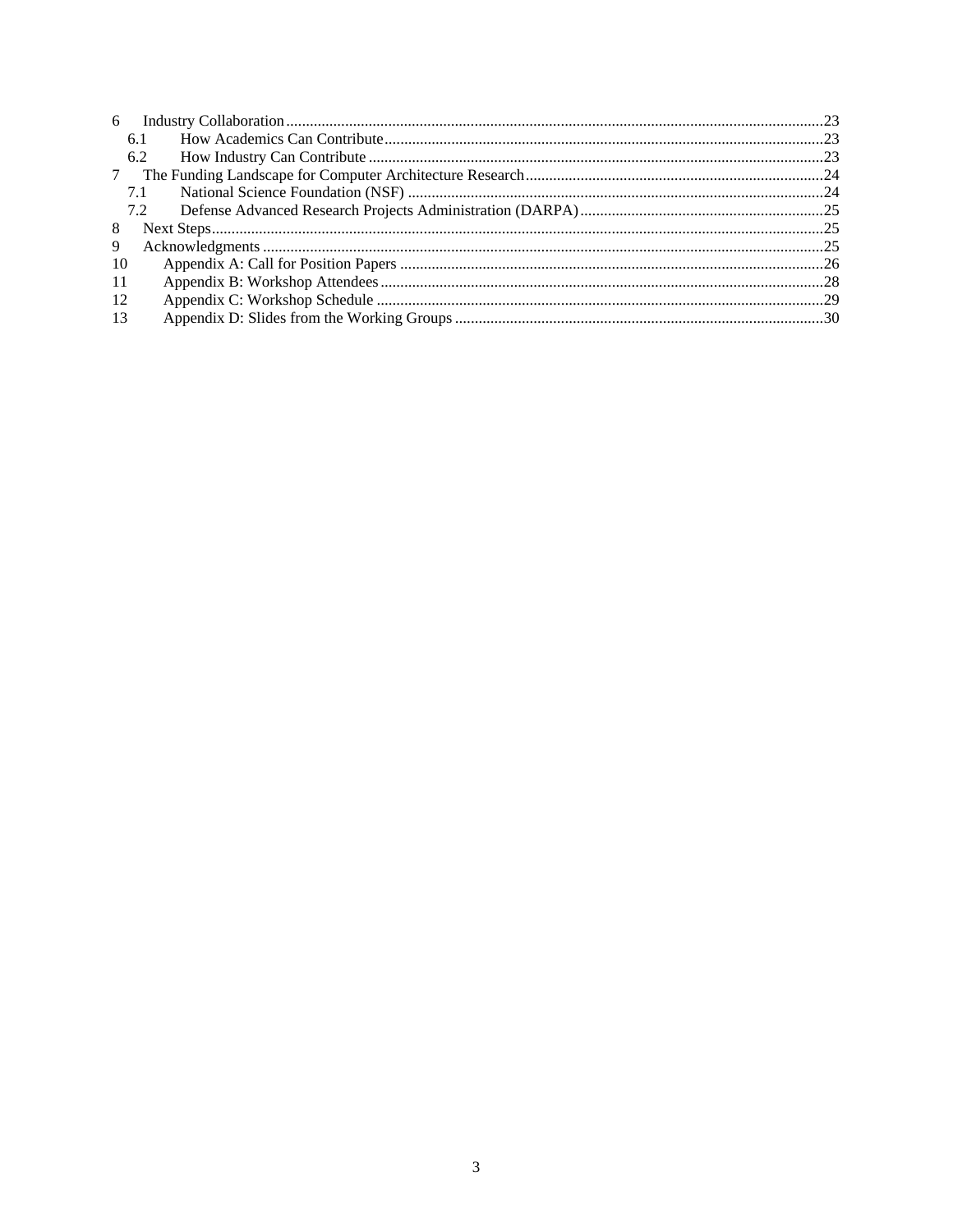6 Industry Collaboration ........................................................................................................................ 23
  6.1 How Academics Can Contribute ................................................................................................ 23
  6.2 How Industry Can Contribute ................................................................................................... 23
7 The Funding Landscape for Computer Architecture Research ........................................................... 24
  7.1 National Science Foundation (NSF) ......................................................................................... 24
  7.2 Defense Advanced Research Projects Administration (DARPA) .............................................. 25
8 Next Steps .......................................................................................................................................... 25
9 Acknowledgments .............................................................................................................................. 25
10 Appendix A: Call for Position Papers ............................................................................................ 26
11 Appendix B: Workshop Attendees ................................................................................................. 28
12 Appendix C: Workshop Schedule .................................................................................................. 29
13 Appendix D: Slides from the Working Groups .............................................................................. 30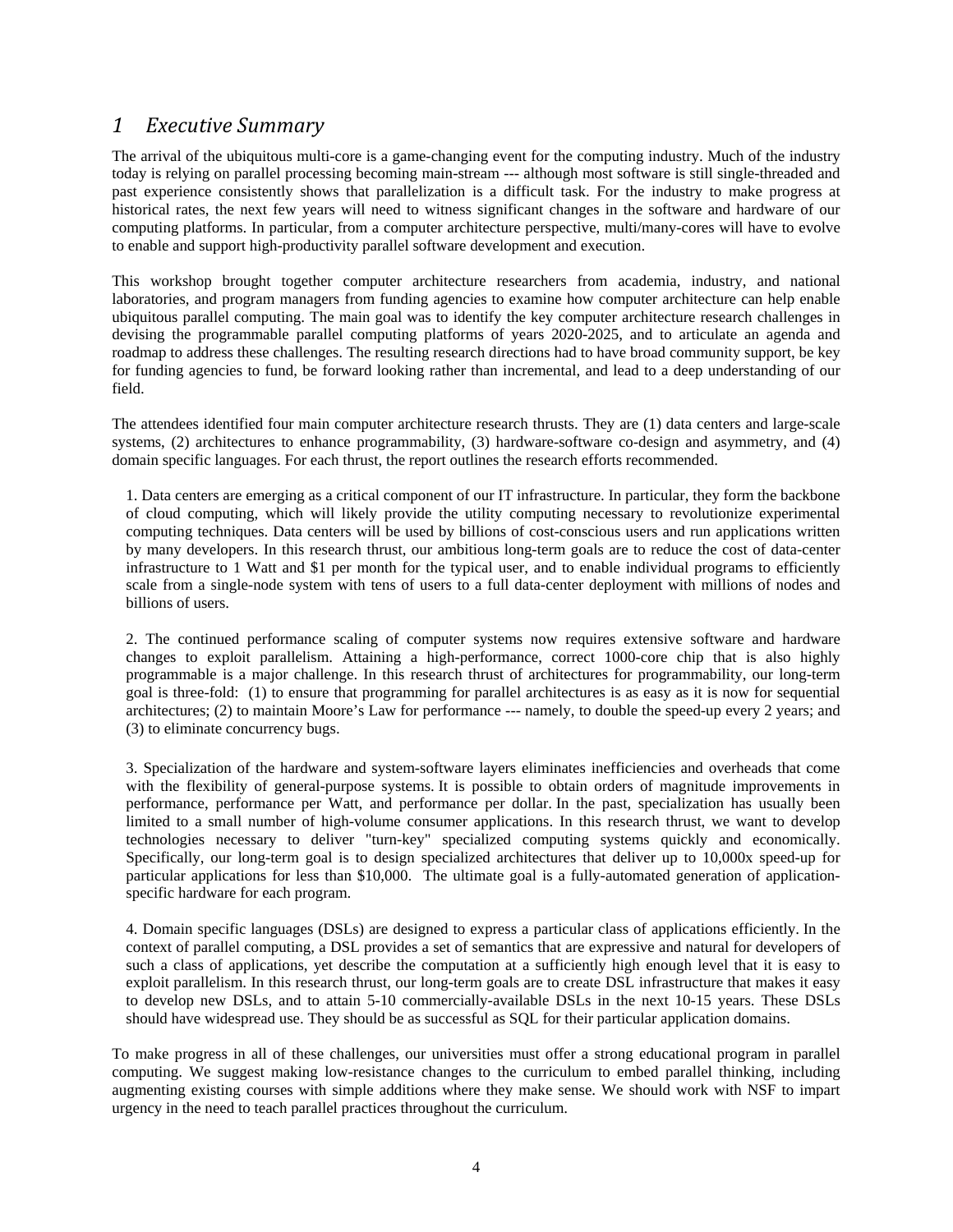# 1 Executive Summary

The arrival of the ubiquitous multi-core is a game-changing event for the computing industry. Much of the industry today is relying on parallel processing becoming main-stream --- although most software is still single-threaded and past experience consistently shows that parallelization is a difficult task. For the industry to make progress at historical rates, the next few years will need to witness significant changes in the software and hardware of our computing platforms. In particular, from a computer architecture perspective, multi/many-cores will have to evolve to enable and support high-productivity parallel software development and execution.

This workshop brought together computer architecture researchers from academia, industry, and national laboratories, and program managers from funding agencies to examine how computer architecture can help enable ubiquitous parallel computing. The main goal was to identify the key computer architecture research challenges in devising the programmable parallel computing platforms of years 2020-2025, and to articulate an agenda and roadmap to address these challenges. The resulting research directions had to have broad community support, be key for funding agencies to fund, be forward looking rather than incremental, and lead to a deep understanding of our field.

The attendees identified four main computer architecture research thrusts. They are (1) data centers and large-scale systems, (2) architectures to enhance programmability, (3) hardware-software co-design and asymmetry, and (4) domain specific languages. For each thrust, the report outlines the research efforts recommended.

1. Data centers are emerging as a critical component of our IT infrastructure. In particular, they form the backbone of cloud computing, which will likely provide the utility computing necessary to revolutionize experimental computing techniques. Data centers will be used by billions of cost-conscious users and run applications written by many developers. In this research thrust, our ambitious long-term goals are to reduce the cost of data-center infrastructure to 1 Watt and $1 per month for the typical user, and to enable individual programs to efficiently scale from a single-node system with tens of users to a full data-center deployment with millions of nodes and billions of users.

2. The continued performance scaling of computer systems now requires extensive software and hardware changes to exploit parallelism. Attaining a high-performance, correct 1000-core chip that is also highly programmable is a major challenge. In this research thrust of architectures for programmability, our long-term goal is three-fold: (1) to ensure that programming for parallel architectures is as easy as it is now for sequential architectures; (2) to maintain Moore's Law for performance --- namely, to double the speed-up every 2 years; and (3) to eliminate concurrency bugs.

3. Specialization of the hardware and system-software layers eliminates inefficiencies and overheads that come with the flexibility of general-purpose systems. It is possible to obtain orders of magnitude improvements in performance, performance per Watt, and performance per dollar. In the past, specialization has usually been limited to a small number of high-volume consumer applications. In this research thrust, we want to develop technologies necessary to deliver "turn-key" specialized computing systems quickly and economically. Specifically, our long-term goal is to design specialized architectures that deliver up to 10,000x speed-up for particular applications for less than $10,000. The ultimate goal is a fully-automated generation of application-specific hardware for each program.

4. Domain specific languages (DSLs) are designed to express a particular class of applications efficiently. In the context of parallel computing, a DSL provides a set of semantics that are expressive and natural for developers of such a class of applications, yet describe the computation at a sufficiently high enough level that it is easy to exploit parallelism. In this research thrust, our long-term goals are to create DSL infrastructure that makes it easy to develop new DSLs, and to attain 5-10 commercially-available DSLs in the next 10-15 years. These DSLs should have widespread use. They should be as successful as SQL for their particular application domains.

To make progress in all of these challenges, our universities must offer a strong educational program in parallel computing. We suggest making low-resistance changes to the curriculum to embed parallel thinking, including augmenting existing courses with simple additions where they make sense. We should work with NSF to impart urgency in the need to teach parallel practices throughout the curriculum.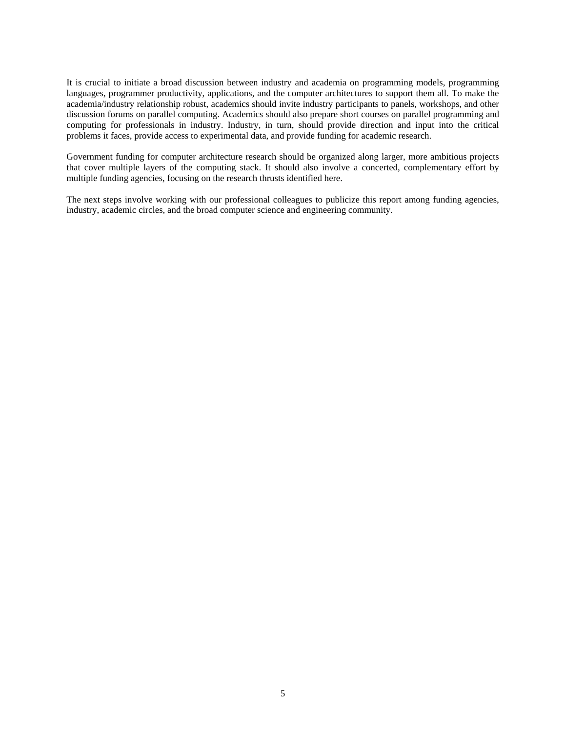It is crucial to initiate a broad discussion between industry and academia on programming models, programming languages, programmer productivity, applications, and the computer architectures to support them all. To make the academia/industry relationship robust, academics should invite industry participants to panels, workshops, and other discussion forums on parallel computing. Academics should also prepare short courses on parallel programming and computing for professionals in industry. Industry, in turn, should provide direction and input into the critical problems it faces, provide access to experimental data, and provide funding for academic research.

Government funding for computer architecture research should be organized along larger, more ambitious projects that cover multiple layers of the computing stack. It should also involve a concerted, complementary effort by multiple funding agencies, focusing on the research thrusts identified here.

The next steps involve working with our professional colleagues to publicize this report among funding agencies, industry, academic circles, and the broad computer science and engineering community.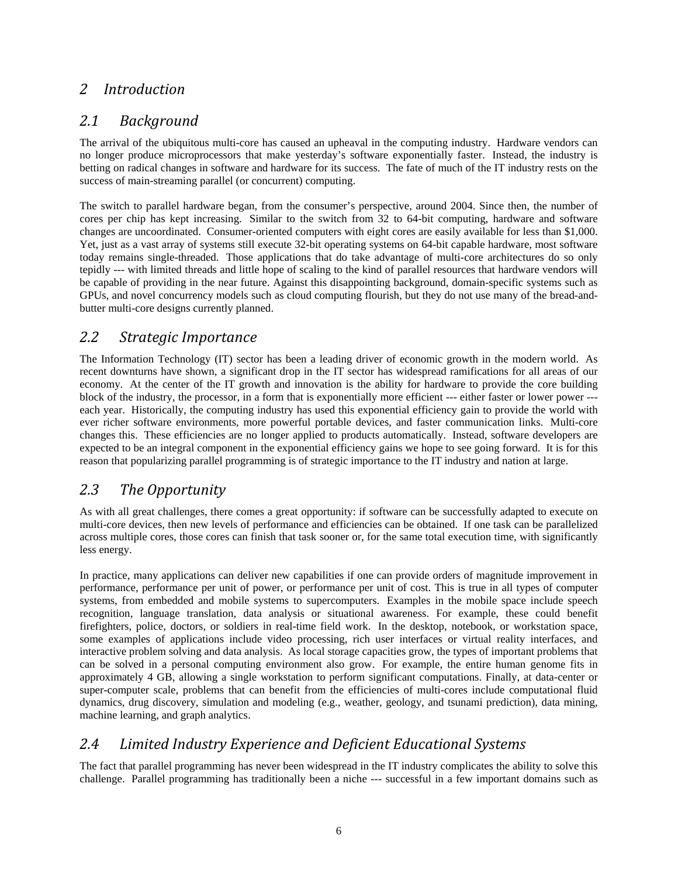# 2 Introduction

## 2.1 Background

The arrival of the ubiquitous multi-core has caused an upheaval in the computing industry. Hardware vendors can no longer produce microprocessors that make yesterday's software exponentially faster. Instead, the industry is betting on radical changes in software and hardware for its success. The fate of much of the IT industry rests on the success of main-streaming parallel (or concurrent) computing.

The switch to parallel hardware began, from the consumer's perspective, around 2004. Since then, the number of cores per chip has kept increasing. Similar to the switch from 32 to 64-bit computing, hardware and software changes are uncoordinated. Consumer-oriented computers with eight cores are easily available for less than $1,000. Yet, just as a vast array of systems still execute 32-bit operating systems on 64-bit capable hardware, most software today remains single-threaded. Those applications that do take advantage of multi-core architectures do so only tepidly --- with limited threads and little hope of scaling to the kind of parallel resources that hardware vendors will be capable of providing in the near future. Against this disappointing background, domain-specific systems such as GPUs, and novel concurrency models such as cloud computing flourish, but they do not use many of the bread-and-butter multi-core designs currently planned.

## 2.2 Strategic Importance

The Information Technology (IT) sector has been a leading driver of economic growth in the modern world. As recent downturns have shown, a significant drop in the IT sector has widespread ramifications for all areas of our economy. At the center of the IT growth and innovation is the ability for hardware to provide the core building block of the industry, the processor, in a form that is exponentially more efficient --- either faster or lower power --- each year. Historically, the computing industry has used this exponential efficiency gain to provide the world with ever richer software environments, more powerful portable devices, and faster communication links. Multi-core changes this. These efficiencies are no longer applied to products automatically. Instead, software developers are expected to be an integral component in the exponential efficiency gains we hope to see going forward. It is for this reason that popularizing parallel programming is of strategic importance to the IT industry and nation at large.

## 2.3 The Opportunity

As with all great challenges, there comes a great opportunity: if software can be successfully adapted to execute on multi-core devices, then new levels of performance and efficiencies can be obtained. If one task can be parallelized across multiple cores, those cores can finish that task sooner or, for the same total execution time, with significantly less energy.

In practice, many applications can deliver new capabilities if one can provide orders of magnitude improvement in performance, performance per unit of power, or performance per unit of cost. This is true in all types of computer systems, from embedded and mobile systems to supercomputers. Examples in the mobile space include speech recognition, language translation, data analysis or situational awareness. For example, these could benefit firefighters, police, doctors, or soldiers in real-time field work. In the desktop, notebook, or workstation space, some examples of applications include video processing, rich user interfaces or virtual reality interfaces, and interactive problem solving and data analysis. As local storage capacities grow, the types of important problems that can be solved in a personal computing environment also grow. For example, the entire human genome fits in approximately 4 GB, allowing a single workstation to perform significant computations. Finally, at data-center or super-computer scale, problems that can benefit from the efficiencies of multi-cores include computational fluid dynamics, drug discovery, simulation and modeling (e.g., weather, geology, and tsunami prediction), data mining, machine learning, and graph analytics.

## 2.4 Limited Industry Experience and Deficient Educational Systems

The fact that parallel programming has never been widespread in the IT industry complicates the ability to solve this challenge. Parallel programming has traditionally been a niche --- successful in a few important domains such as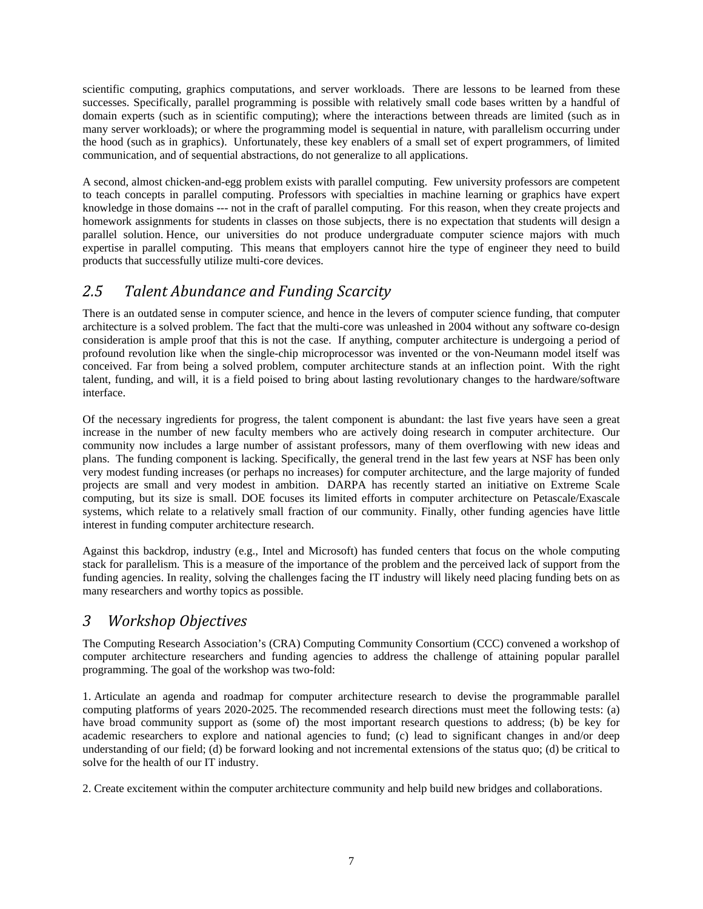scientific computing, graphics computations, and server workloads. There are lessons to be learned from these successes. Specifically, parallel programming is possible with relatively small code bases written by a handful of domain experts (such as in scientific computing); where the interactions between threads are limited (such as in many server workloads); or where the programming model is sequential in nature, with parallelism occurring under the hood (such as in graphics). Unfortunately, these key enablers of a small set of expert programmers, of limited communication, and of sequential abstractions, do not generalize to all applications.

A second, almost chicken-and-egg problem exists with parallel computing. Few university professors are competent to teach concepts in parallel computing. Professors with specialties in machine learning or graphics have expert knowledge in those domains --- not in the craft of parallel computing. For this reason, when they create projects and homework assignments for students in classes on those subjects, there is no expectation that students will design a parallel solution. Hence, our universities do not produce undergraduate computer science majors with much expertise in parallel computing. This means that employers cannot hire the type of engineer they need to build products that successfully utilize multi-core devices.

## *2.5 Talent Abundance and Funding Scarcity*

There is an outdated sense in computer science, and hence in the levers of computer science funding, that computer architecture is a solved problem. The fact that the multi-core was unleashed in 2004 without any software co-design consideration is ample proof that this is not the case. If anything, computer architecture is undergoing a period of profound revolution like when the single-chip microprocessor was invented or the von-Neumann model itself was conceived. Far from being a solved problem, computer architecture stands at an inflection point. With the right talent, funding, and will, it is a field poised to bring about lasting revolutionary changes to the hardware/software interface.

Of the necessary ingredients for progress, the talent component is abundant: the last five years have seen a great increase in the number of new faculty members who are actively doing research in computer architecture. Our community now includes a large number of assistant professors, many of them overflowing with new ideas and plans. The funding component is lacking. Specifically, the general trend in the last few years at NSF has been only very modest funding increases (or perhaps no increases) for computer architecture, and the large majority of funded projects are small and very modest in ambition. DARPA has recently started an initiative on Extreme Scale computing, but its size is small. DOE focuses its limited efforts in computer architecture on Petascale/Exascale systems, which relate to a relatively small fraction of our community. Finally, other funding agencies have little interest in funding computer architecture research.

Against this backdrop, industry (e.g., Intel and Microsoft) has funded centers that focus on the whole computing stack for parallelism. This is a measure of the importance of the problem and the perceived lack of support from the funding agencies. In reality, solving the challenges facing the IT industry will likely need placing funding bets on as many researchers and worthy topics as possible.

# *3 Workshop Objectives*

The Computing Research Association's (CRA) Computing Community Consortium (CCC) convened a workshop of computer architecture researchers and funding agencies to address the challenge of attaining popular parallel programming. The goal of the workshop was two-fold:

1. Articulate an agenda and roadmap for computer architecture research to devise the programmable parallel computing platforms of years 2020-2025. The recommended research directions must meet the following tests: (a) have broad community support as (some of) the most important research questions to address; (b) be key for academic researchers to explore and national agencies to fund; (c) lead to significant changes in and/or deep understanding of our field; (d) be forward looking and not incremental extensions of the status quo; (d) be critical to solve for the health of our IT industry.

2. Create excitement within the computer architecture community and help build new bridges and collaborations.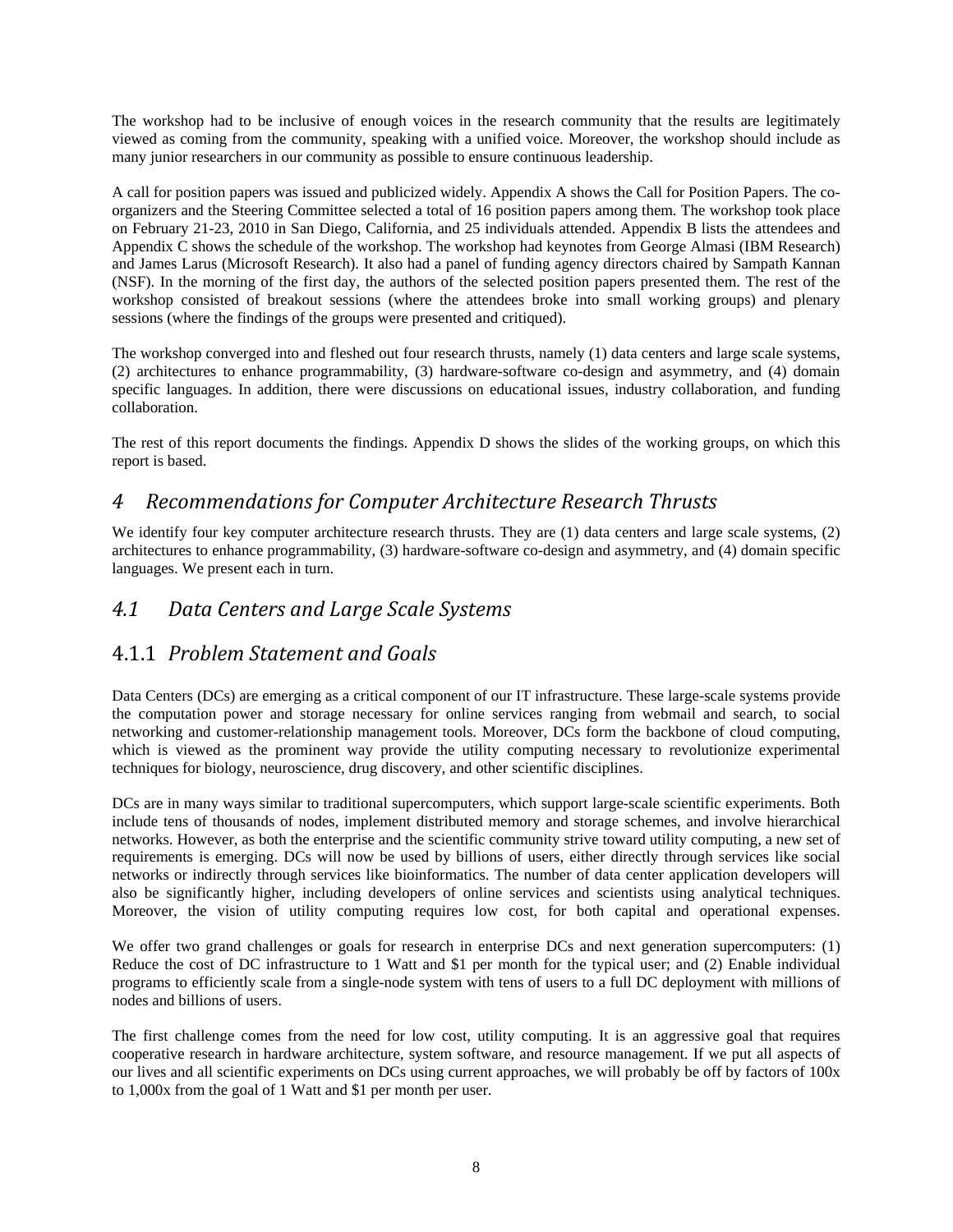The workshop had to be inclusive of enough voices in the research community that the results are legitimately viewed as coming from the community, speaking with a unified voice. Moreover, the workshop should include as many junior researchers in our community as possible to ensure continuous leadership.

A call for position papers was issued and publicized widely. Appendix A shows the Call for Position Papers. The co-organizers and the Steering Committee selected a total of 16 position papers among them. The workshop took place on February 21-23, 2010 in San Diego, California, and 25 individuals attended. Appendix B lists the attendees and Appendix C shows the schedule of the workshop. The workshop had keynotes from George Almasi (IBM Research) and James Larus (Microsoft Research). It also had a panel of funding agency directors chaired by Sampath Kannan (NSF). In the morning of the first day, the authors of the selected position papers presented them. The rest of the workshop consisted of breakout sessions (where the attendees broke into small working groups) and plenary sessions (where the findings of the groups were presented and critiqued).

The workshop converged into and fleshed out four research thrusts, namely (1) data centers and large scale systems, (2) architectures to enhance programmability, (3) hardware-software co-design and asymmetry, and (4) domain specific languages. In addition, there were discussions on educational issues, industry collaboration, and funding collaboration.

The rest of this report documents the findings. Appendix D shows the slides of the working groups, on which this report is based.

# *4 Recommendations for Computer Architecture Research Thrusts*

We identify four key computer architecture research thrusts. They are (1) data centers and large scale systems, (2) architectures to enhance programmability, (3) hardware-software co-design and asymmetry, and (4) domain specific languages. We present each in turn.

## *4.1 Data Centers and Large Scale Systems*

### 4.1.1 *Problem Statement and Goals*

Data Centers (DCs) are emerging as a critical component of our IT infrastructure. These large-scale systems provide the computation power and storage necessary for online services ranging from webmail and search, to social networking and customer-relationship management tools. Moreover, DCs form the backbone of cloud computing, which is viewed as the prominent way provide the utility computing necessary to revolutionize experimental techniques for biology, neuroscience, drug discovery, and other scientific disciplines.

DCs are in many ways similar to traditional supercomputers, which support large-scale scientific experiments. Both include tens of thousands of nodes, implement distributed memory and storage schemes, and involve hierarchical networks. However, as both the enterprise and the scientific community strive toward utility computing, a new set of requirements is emerging. DCs will now be used by billions of users, either directly through services like social networks or indirectly through services like bioinformatics. The number of data center application developers will also be significantly higher, including developers of online services and scientists using analytical techniques. Moreover, the vision of utility computing requires low cost, for both capital and operational expenses.

We offer two grand challenges or goals for research in enterprise DCs and next generation supercomputers: (1) Reduce the cost of DC infrastructure to 1 Watt and $1 per month for the typical user; and (2) Enable individual programs to efficiently scale from a single-node system with tens of users to a full DC deployment with millions of nodes and billions of users.

The first challenge comes from the need for low cost, utility computing. It is an aggressive goal that requires cooperative research in hardware architecture, system software, and resource management. If we put all aspects of our lives and all scientific experiments on DCs using current approaches, we will probably be off by factors of 100x to 1,000x from the goal of 1 Watt and $1 per month per user.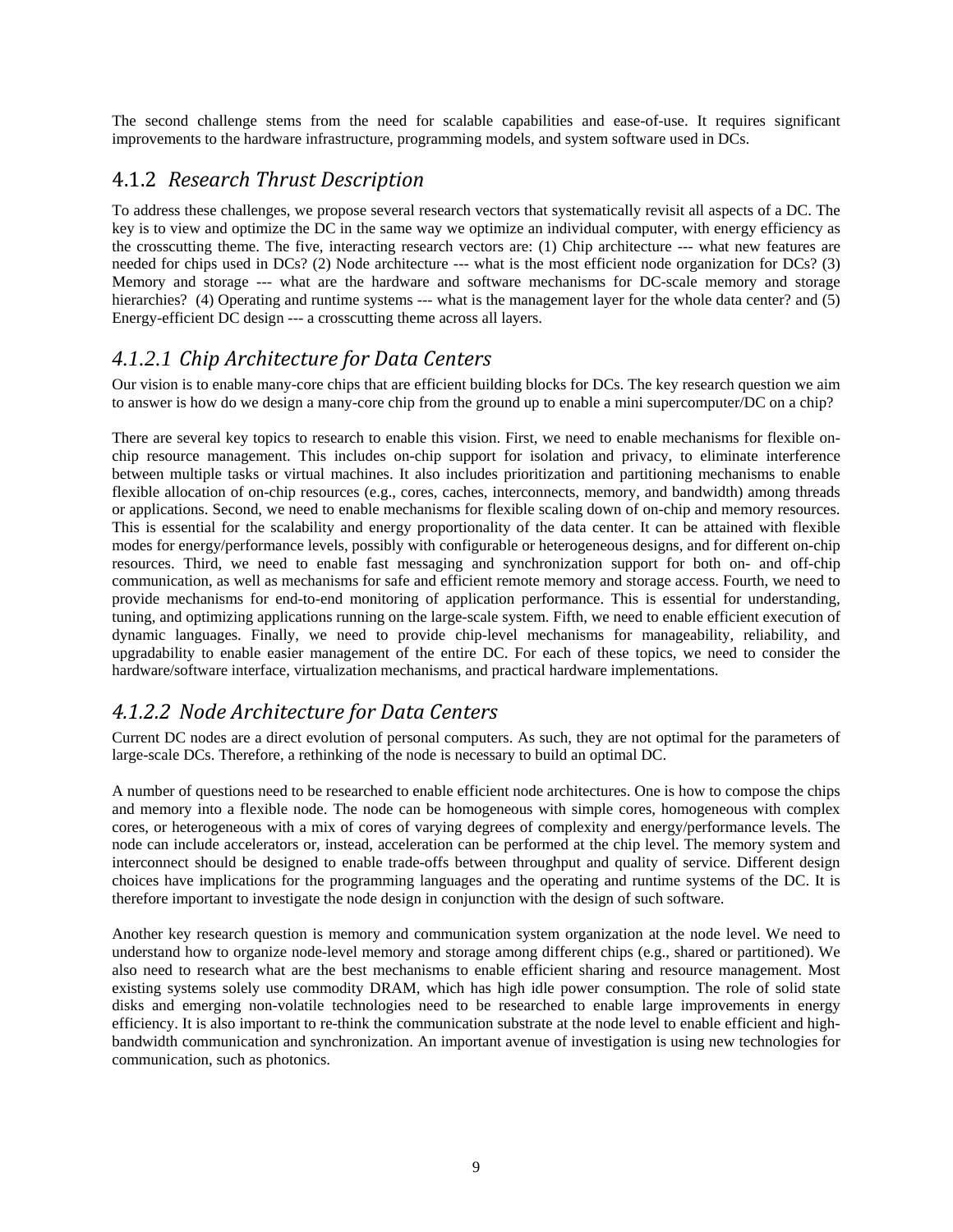The second challenge stems from the need for scalable capabilities and ease-of-use. It requires significant improvements to the hardware infrastructure, programming models, and system software used in DCs.

## 4.1.2 *Research Thrust Description*

To address these challenges, we propose several research vectors that systematically revisit all aspects of a DC. The key is to view and optimize the DC in the same way we optimize an individual computer, with energy efficiency as the crosscutting theme. The five, interacting research vectors are: (1) Chip architecture --- what new features are needed for chips used in DCs? (2) Node architecture --- what is the most efficient node organization for DCs? (3) Memory and storage --- what are the hardware and software mechanisms for DC-scale memory and storage hierarchies? (4) Operating and runtime systems --- what is the management layer for the whole data center? and (5) Energy-efficient DC design --- a crosscutting theme across all layers.

### *4.1.2.1 Chip Architecture for Data Centers*

Our vision is to enable many-core chips that are efficient building blocks for DCs. The key research question we aim to answer is how do we design a many-core chip from the ground up to enable a mini supercomputer/DC on a chip?

There are several key topics to research to enable this vision. First, we need to enable mechanisms for flexible on-chip resource management. This includes on-chip support for isolation and privacy, to eliminate interference between multiple tasks or virtual machines. It also includes prioritization and partitioning mechanisms to enable flexible allocation of on-chip resources (e.g., cores, caches, interconnects, memory, and bandwidth) among threads or applications. Second, we need to enable mechanisms for flexible scaling down of on-chip and memory resources. This is essential for the scalability and energy proportionality of the data center. It can be attained with flexible modes for energy/performance levels, possibly with configurable or heterogeneous designs, and for different on-chip resources. Third, we need to enable fast messaging and synchronization support for both on- and off-chip communication, as well as mechanisms for safe and efficient remote memory and storage access. Fourth, we need to provide mechanisms for end-to-end monitoring of application performance. This is essential for understanding, tuning, and optimizing applications running on the large-scale system. Fifth, we need to enable efficient execution of dynamic languages. Finally, we need to provide chip-level mechanisms for manageability, reliability, and upgradability to enable easier management of the entire DC. For each of these topics, we need to consider the hardware/software interface, virtualization mechanisms, and practical hardware implementations.

### *4.1.2.2 Node Architecture for Data Centers*

Current DC nodes are a direct evolution of personal computers. As such, they are not optimal for the parameters of large-scale DCs. Therefore, a rethinking of the node is necessary to build an optimal DC.

A number of questions need to be researched to enable efficient node architectures. One is how to compose the chips and memory into a flexible node. The node can be homogeneous with simple cores, homogeneous with complex cores, or heterogeneous with a mix of cores of varying degrees of complexity and energy/performance levels. The node can include accelerators or, instead, acceleration can be performed at the chip level. The memory system and interconnect should be designed to enable trade-offs between throughput and quality of service. Different design choices have implications for the programming languages and the operating and runtime systems of the DC. It is therefore important to investigate the node design in conjunction with the design of such software.

Another key research question is memory and communication system organization at the node level. We need to understand how to organize node-level memory and storage among different chips (e.g., shared or partitioned). We also need to research what are the best mechanisms to enable efficient sharing and resource management. Most existing systems solely use commodity DRAM, which has high idle power consumption. The role of solid state disks and emerging non-volatile technologies need to be researched to enable large improvements in energy efficiency. It is also important to re-think the communication substrate at the node level to enable efficient and high-bandwidth communication and synchronization. An important avenue of investigation is using new technologies for communication, such as photonics.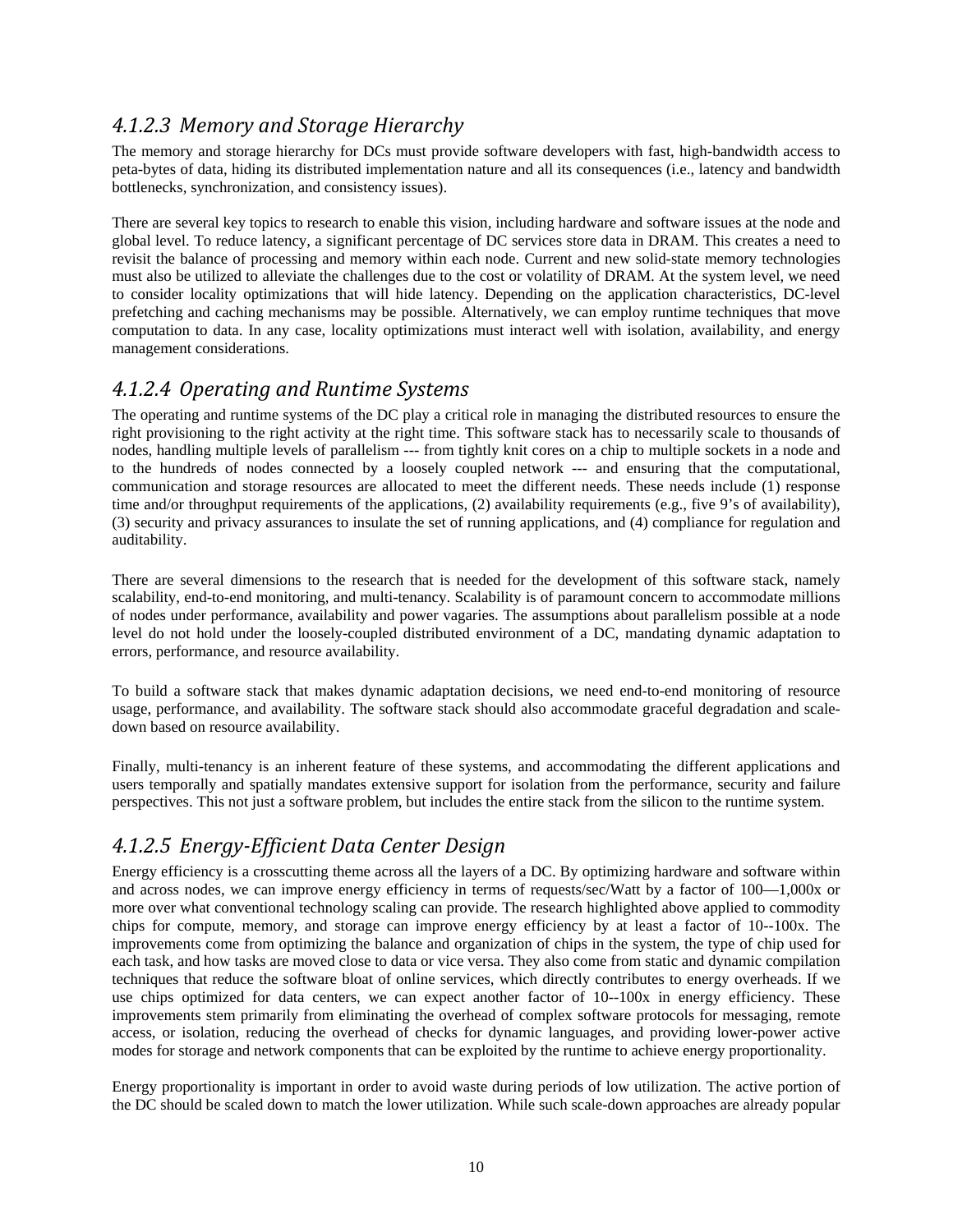### 4.1.2.3 Memory and Storage Hierarchy

The memory and storage hierarchy for DCs must provide software developers with fast, high-bandwidth access to peta-bytes of data, hiding its distributed implementation nature and all its consequences (i.e., latency and bandwidth bottlenecks, synchronization, and consistency issues).

There are several key topics to research to enable this vision, including hardware and software issues at the node and global level. To reduce latency, a significant percentage of DC services store data in DRAM. This creates a need to revisit the balance of processing and memory within each node. Current and new solid-state memory technologies must also be utilized to alleviate the challenges due to the cost or volatility of DRAM. At the system level, we need to consider locality optimizations that will hide latency. Depending on the application characteristics, DC-level prefetching and caching mechanisms may be possible. Alternatively, we can employ runtime techniques that move computation to data. In any case, locality optimizations must interact well with isolation, availability, and energy management considerations.

### 4.1.2.4 Operating and Runtime Systems

The operating and runtime systems of the DC play a critical role in managing the distributed resources to ensure the right provisioning to the right activity at the right time. This software stack has to necessarily scale to thousands of nodes, handling multiple levels of parallelism --- from tightly knit cores on a chip to multiple sockets in a node and to the hundreds of nodes connected by a loosely coupled network --- and ensuring that the computational, communication and storage resources are allocated to meet the different needs. These needs include (1) response time and/or throughput requirements of the applications, (2) availability requirements (e.g., five 9's of availability), (3) security and privacy assurances to insulate the set of running applications, and (4) compliance for regulation and auditability.

There are several dimensions to the research that is needed for the development of this software stack, namely scalability, end-to-end monitoring, and multi-tenancy. Scalability is of paramount concern to accommodate millions of nodes under performance, availability and power vagaries. The assumptions about parallelism possible at a node level do not hold under the loosely-coupled distributed environment of a DC, mandating dynamic adaptation to errors, performance, and resource availability.

To build a software stack that makes dynamic adaptation decisions, we need end-to-end monitoring of resource usage, performance, and availability. The software stack should also accommodate graceful degradation and scale-down based on resource availability.

Finally, multi-tenancy is an inherent feature of these systems, and accommodating the different applications and users temporally and spatially mandates extensive support for isolation from the performance, security and failure perspectives. This not just a software problem, but includes the entire stack from the silicon to the runtime system.

### 4.1.2.5 Energy-Efficient Data Center Design

Energy efficiency is a crosscutting theme across all the layers of a DC. By optimizing hardware and software within and across nodes, we can improve energy efficiency in terms of requests/sec/Watt by a factor of 100—1,000x or more over what conventional technology scaling can provide. The research highlighted above applied to commodity chips for compute, memory, and storage can improve energy efficiency by at least a factor of 10--100x. The improvements come from optimizing the balance and organization of chips in the system, the type of chip used for each task, and how tasks are moved close to data or vice versa. They also come from static and dynamic compilation techniques that reduce the software bloat of online services, which directly contributes to energy overheads. If we use chips optimized for data centers, we can expect another factor of 10--100x in energy efficiency. These improvements stem primarily from eliminating the overhead of complex software protocols for messaging, remote access, or isolation, reducing the overhead of checks for dynamic languages, and providing lower-power active modes for storage and network components that can be exploited by the runtime to achieve energy proportionality.

Energy proportionality is important in order to avoid waste during periods of low utilization. The active portion of the DC should be scaled down to match the lower utilization. While such scale-down approaches are already popular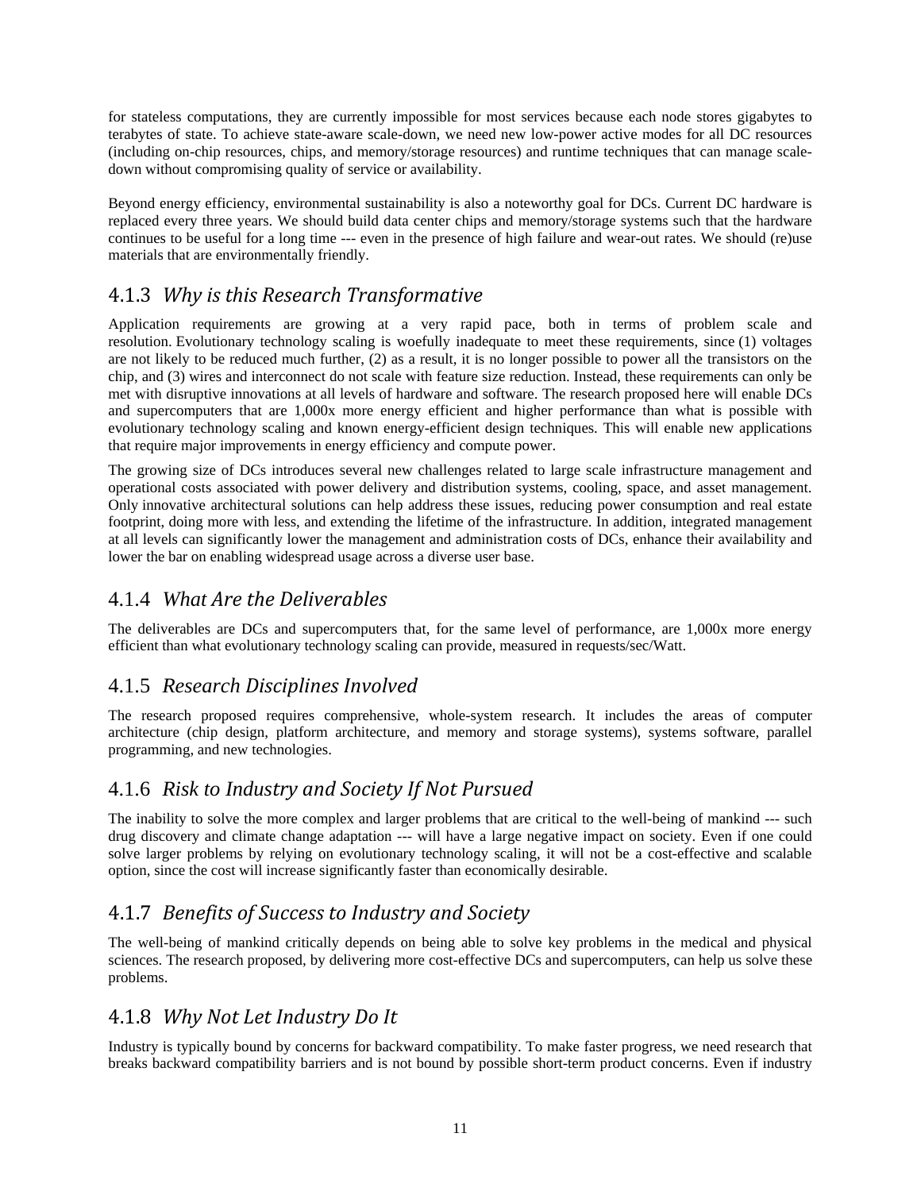for stateless computations, they are currently impossible for most services because each node stores gigabytes to terabytes of state. To achieve state-aware scale-down, we need new low-power active modes for all DC resources (including on-chip resources, chips, and memory/storage resources) and runtime techniques that can manage scale-down without compromising quality of service or availability.

Beyond energy efficiency, environmental sustainability is also a noteworthy goal for DCs. Current DC hardware is replaced every three years. We should build data center chips and memory/storage systems such that the hardware continues to be useful for a long time --- even in the presence of high failure and wear-out rates. We should (re)use materials that are environmentally friendly.

### 4.1.3 *Why is this Research Transformative*

Application requirements are growing at a very rapid pace, both in terms of problem scale and resolution. Evolutionary technology scaling is woefully inadequate to meet these requirements, since (1) voltages are not likely to be reduced much further, (2) as a result, it is no longer possible to power all the transistors on the chip, and (3) wires and interconnect do not scale with feature size reduction. Instead, these requirements can only be met with disruptive innovations at all levels of hardware and software. The research proposed here will enable DCs and supercomputers that are 1,000x more energy efficient and higher performance than what is possible with evolutionary technology scaling and known energy-efficient design techniques. This will enable new applications that require major improvements in energy efficiency and compute power.

The growing size of DCs introduces several new challenges related to large scale infrastructure management and operational costs associated with power delivery and distribution systems, cooling, space, and asset management. Only innovative architectural solutions can help address these issues, reducing power consumption and real estate footprint, doing more with less, and extending the lifetime of the infrastructure. In addition, integrated management at all levels can significantly lower the management and administration costs of DCs, enhance their availability and lower the bar on enabling widespread usage across a diverse user base.

### 4.1.4 *What Are the Deliverables*

The deliverables are DCs and supercomputers that, for the same level of performance, are 1,000x more energy efficient than what evolutionary technology scaling can provide, measured in requests/sec/Watt.

### 4.1.5 *Research Disciplines Involved*

The research proposed requires comprehensive, whole-system research. It includes the areas of computer architecture (chip design, platform architecture, and memory and storage systems), systems software, parallel programming, and new technologies.

### 4.1.6 *Risk to Industry and Society If Not Pursued*

The inability to solve the more complex and larger problems that are critical to the well-being of mankind --- such drug discovery and climate change adaptation --- will have a large negative impact on society. Even if one could solve larger problems by relying on evolutionary technology scaling, it will not be a cost-effective and scalable option, since the cost will increase significantly faster than economically desirable.

### 4.1.7 *Benefits of Success to Industry and Society*

The well-being of mankind critically depends on being able to solve key problems in the medical and physical sciences. The research proposed, by delivering more cost-effective DCs and supercomputers, can help us solve these problems.

### 4.1.8 *Why Not Let Industry Do It*

Industry is typically bound by concerns for backward compatibility. To make faster progress, we need research that breaks backward compatibility barriers and is not bound by possible short-term product concerns. Even if industry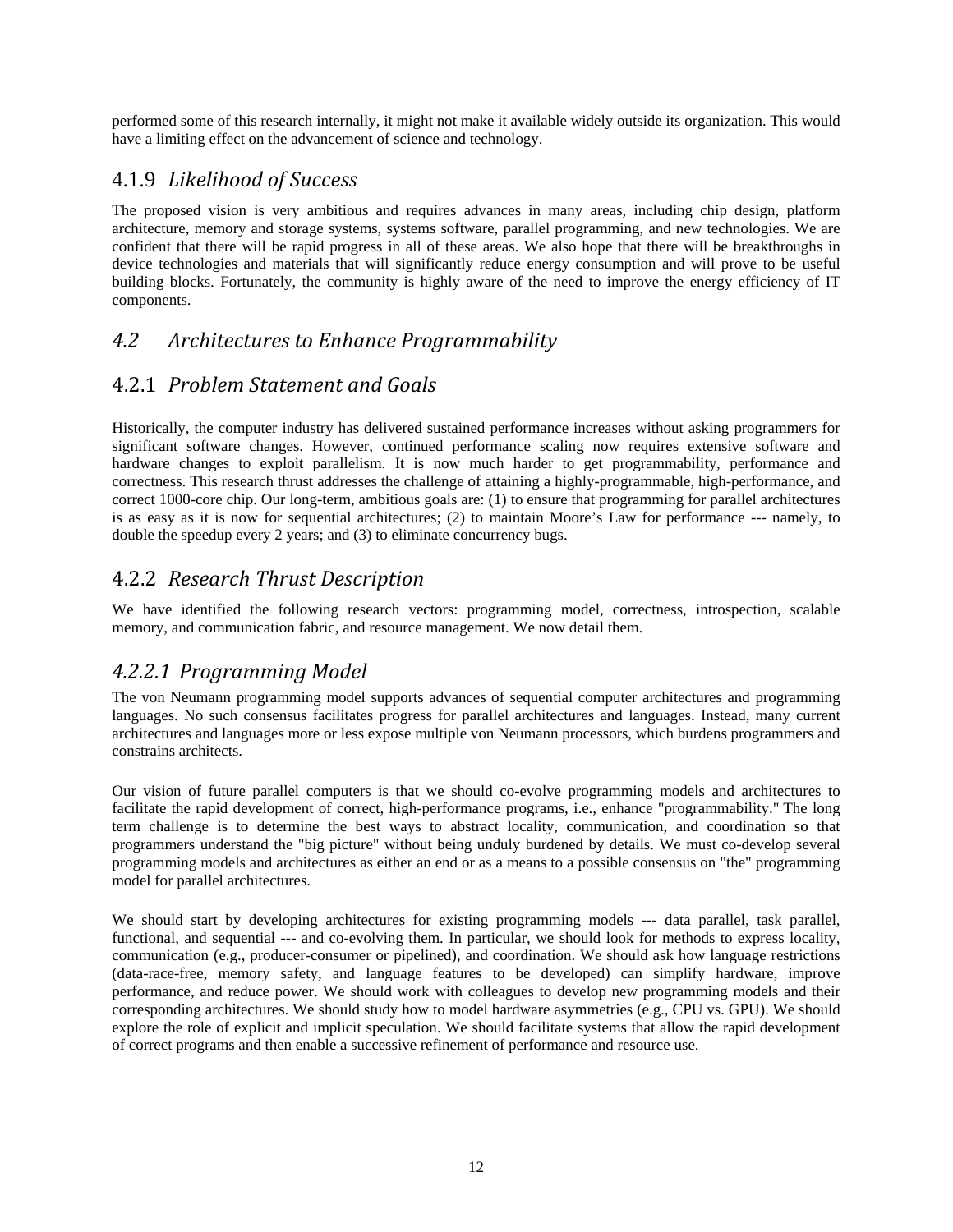performed some of this research internally, it might not make it available widely outside its organization. This would have a limiting effect on the advancement of science and technology.

### 4.1.9 *Likelihood of Success*

The proposed vision is very ambitious and requires advances in many areas, including chip design, platform architecture, memory and storage systems, systems software, parallel programming, and new technologies. We are confident that there will be rapid progress in all of these areas. We also hope that there will be breakthroughs in device technologies and materials that will significantly reduce energy consumption and will prove to be useful building blocks. Fortunately, the community is highly aware of the need to improve the energy efficiency of IT components.

## *4.2 Architectures to Enhance Programmability*

### 4.2.1 *Problem Statement and Goals*

Historically, the computer industry has delivered sustained performance increases without asking programmers for significant software changes. However, continued performance scaling now requires extensive software and hardware changes to exploit parallelism. It is now much harder to get programmability, performance and correctness. This research thrust addresses the challenge of attaining a highly-programmable, high-performance, and correct 1000-core chip. Our long-term, ambitious goals are: (1) to ensure that programming for parallel architectures is as easy as it is now for sequential architectures; (2) to maintain Moore's Law for performance --- namely, to double the speedup every 2 years; and (3) to eliminate concurrency bugs.

### 4.2.2 *Research Thrust Description*

We have identified the following research vectors: programming model, correctness, introspection, scalable memory, and communication fabric, and resource management. We now detail them.

#### *4.2.2.1 Programming Model*

The von Neumann programming model supports advances of sequential computer architectures and programming languages. No such consensus facilitates progress for parallel architectures and languages. Instead, many current architectures and languages more or less expose multiple von Neumann processors, which burdens programmers and constrains architects.

Our vision of future parallel computers is that we should co-evolve programming models and architectures to facilitate the rapid development of correct, high-performance programs, i.e., enhance "programmability." The long term challenge is to determine the best ways to abstract locality, communication, and coordination so that programmers understand the "big picture" without being unduly burdened by details. We must co-develop several programming models and architectures as either an end or as a means to a possible consensus on "the" programming model for parallel architectures.

We should start by developing architectures for existing programming models --- data parallel, task parallel, functional, and sequential --- and co-evolving them. In particular, we should look for methods to express locality, communication (e.g., producer-consumer or pipelined), and coordination. We should ask how language restrictions (data-race-free, memory safety, and language features to be developed) can simplify hardware, improve performance, and reduce power. We should work with colleagues to develop new programming models and their corresponding architectures. We should study how to model hardware asymmetries (e.g., CPU vs. GPU). We should explore the role of explicit and implicit speculation. We should facilitate systems that allow the rapid development of correct programs and then enable a successive refinement of performance and resource use.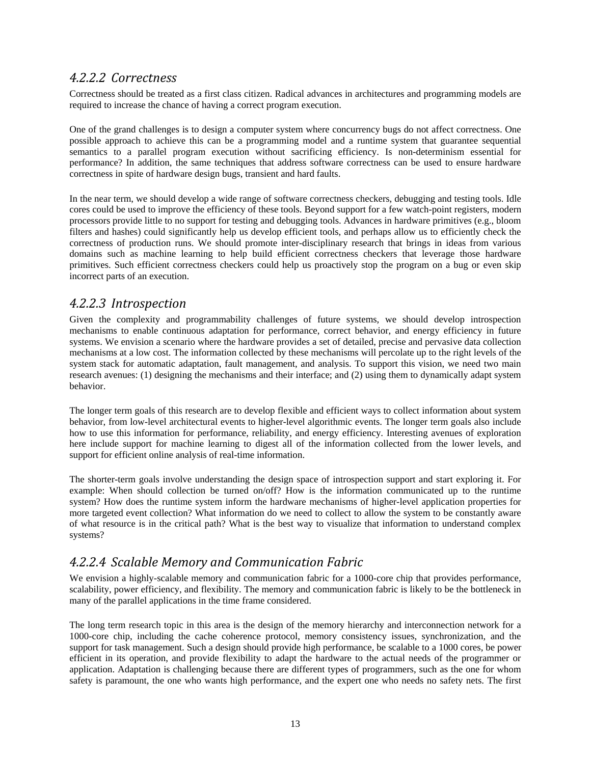#### *4.2.2.2 Correctness*

Correctness should be treated as a first class citizen. Radical advances in architectures and programming models are required to increase the chance of having a correct program execution.

One of the grand challenges is to design a computer system where concurrency bugs do not affect correctness. One possible approach to achieve this can be a programming model and a runtime system that guarantee sequential semantics to a parallel program execution without sacrificing efficiency. Is non-determinism essential for performance? In addition, the same techniques that address software correctness can be used to ensure hardware correctness in spite of hardware design bugs, transient and hard faults.

In the near term, we should develop a wide range of software correctness checkers, debugging and testing tools. Idle cores could be used to improve the efficiency of these tools. Beyond support for a few watch-point registers, modern processors provide little to no support for testing and debugging tools. Advances in hardware primitives (e.g., bloom filters and hashes) could significantly help us develop efficient tools, and perhaps allow us to efficiently check the correctness of production runs. We should promote inter-disciplinary research that brings in ideas from various domains such as machine learning to help build efficient correctness checkers that leverage those hardware primitives. Such efficient correctness checkers could help us proactively stop the program on a bug or even skip incorrect parts of an execution.

#### *4.2.2.3 Introspection*

Given the complexity and programmability challenges of future systems, we should develop introspection mechanisms to enable continuous adaptation for performance, correct behavior, and energy efficiency in future systems. We envision a scenario where the hardware provides a set of detailed, precise and pervasive data collection mechanisms at a low cost. The information collected by these mechanisms will percolate up to the right levels of the system stack for automatic adaptation, fault management, and analysis. To support this vision, we need two main research avenues: (1) designing the mechanisms and their interface; and (2) using them to dynamically adapt system behavior.

The longer term goals of this research are to develop flexible and efficient ways to collect information about system behavior, from low-level architectural events to higher-level algorithmic events. The longer term goals also include how to use this information for performance, reliability, and energy efficiency. Interesting avenues of exploration here include support for machine learning to digest all of the information collected from the lower levels, and support for efficient online analysis of real-time information.

The shorter-term goals involve understanding the design space of introspection support and start exploring it. For example: When should collection be turned on/off? How is the information communicated up to the runtime system? How does the runtime system inform the hardware mechanisms of higher-level application properties for more targeted event collection? What information do we need to collect to allow the system to be constantly aware of what resource is in the critical path? What is the best way to visualize that information to understand complex systems?

#### *4.2.2.4 Scalable Memory and Communication Fabric*

We envision a highly-scalable memory and communication fabric for a 1000-core chip that provides performance, scalability, power efficiency, and flexibility. The memory and communication fabric is likely to be the bottleneck in many of the parallel applications in the time frame considered.

The long term research topic in this area is the design of the memory hierarchy and interconnection network for a 1000-core chip, including the cache coherence protocol, memory consistency issues, synchronization, and the support for task management. Such a design should provide high performance, be scalable to a 1000 cores, be power efficient in its operation, and provide flexibility to adapt the hardware to the actual needs of the programmer or application. Adaptation is challenging because there are different types of programmers, such as the one for whom safety is paramount, the one who wants high performance, and the expert one who needs no safety nets. The first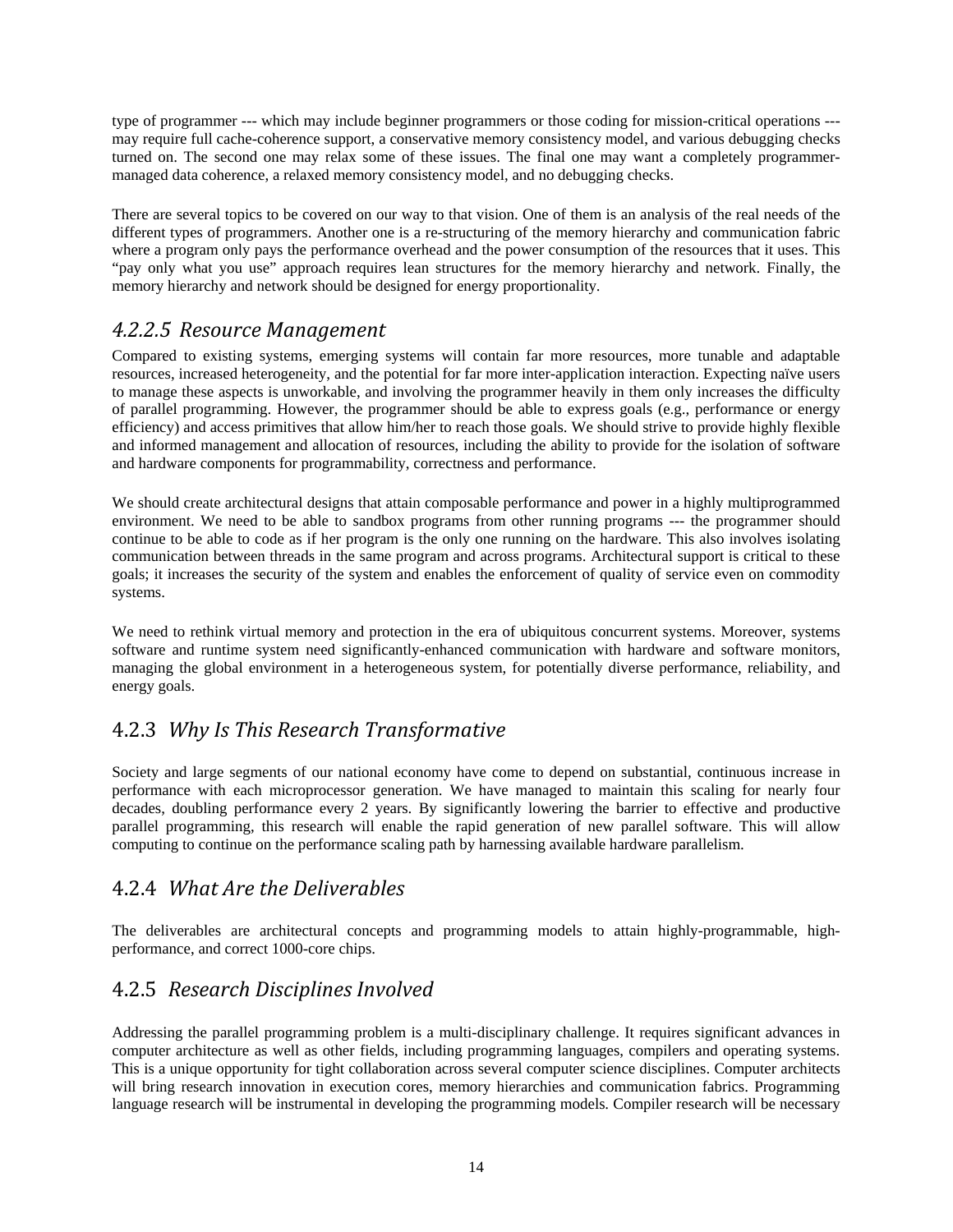type of programmer --- which may include beginner programmers or those coding for mission-critical operations --- may require full cache-coherence support, a conservative memory consistency model, and various debugging checks turned on. The second one may relax some of these issues. The final one may want a completely programmer-managed data coherence, a relaxed memory consistency model, and no debugging checks.

There are several topics to be covered on our way to that vision. One of them is an analysis of the real needs of the different types of programmers. Another one is a re-structuring of the memory hierarchy and communication fabric where a program only pays the performance overhead and the power consumption of the resources that it uses. This "pay only what you use" approach requires lean structures for the memory hierarchy and network. Finally, the memory hierarchy and network should be designed for energy proportionality.

#### *4.2.2.5 Resource Management*

Compared to existing systems, emerging systems will contain far more resources, more tunable and adaptable resources, increased heterogeneity, and the potential for far more inter-application interaction. Expecting naïve users to manage these aspects is unworkable, and involving the programmer heavily in them only increases the difficulty of parallel programming. However, the programmer should be able to express goals (e.g., performance or energy efficiency) and access primitives that allow him/her to reach those goals. We should strive to provide highly flexible and informed management and allocation of resources, including the ability to provide for the isolation of software and hardware components for programmability, correctness and performance.

We should create architectural designs that attain composable performance and power in a highly multiprogrammed environment. We need to be able to sandbox programs from other running programs --- the programmer should continue to be able to code as if her program is the only one running on the hardware. This also involves isolating communication between threads in the same program and across programs. Architectural support is critical to these goals; it increases the security of the system and enables the enforcement of quality of service even on commodity systems.

We need to rethink virtual memory and protection in the era of ubiquitous concurrent systems. Moreover, systems software and runtime system need significantly-enhanced communication with hardware and software monitors, managing the global environment in a heterogeneous system, for potentially diverse performance, reliability, and energy goals.

### 4.2.3 *Why Is This Research Transformative*

Society and large segments of our national economy have come to depend on substantial, continuous increase in performance with each microprocessor generation. We have managed to maintain this scaling for nearly four decades, doubling performance every 2 years. By significantly lowering the barrier to effective and productive parallel programming, this research will enable the rapid generation of new parallel software. This will allow computing to continue on the performance scaling path by harnessing available hardware parallelism.

### 4.2.4 *What Are the Deliverables*

The deliverables are architectural concepts and programming models to attain highly-programmable, high-performance, and correct 1000-core chips.

### 4.2.5 *Research Disciplines Involved*

Addressing the parallel programming problem is a multi-disciplinary challenge. It requires significant advances in computer architecture as well as other fields, including programming languages, compilers and operating systems. This is a unique opportunity for tight collaboration across several computer science disciplines. Computer architects will bring research innovation in execution cores, memory hierarchies and communication fabrics. Programming language research will be instrumental in developing the programming models. Compiler research will be necessary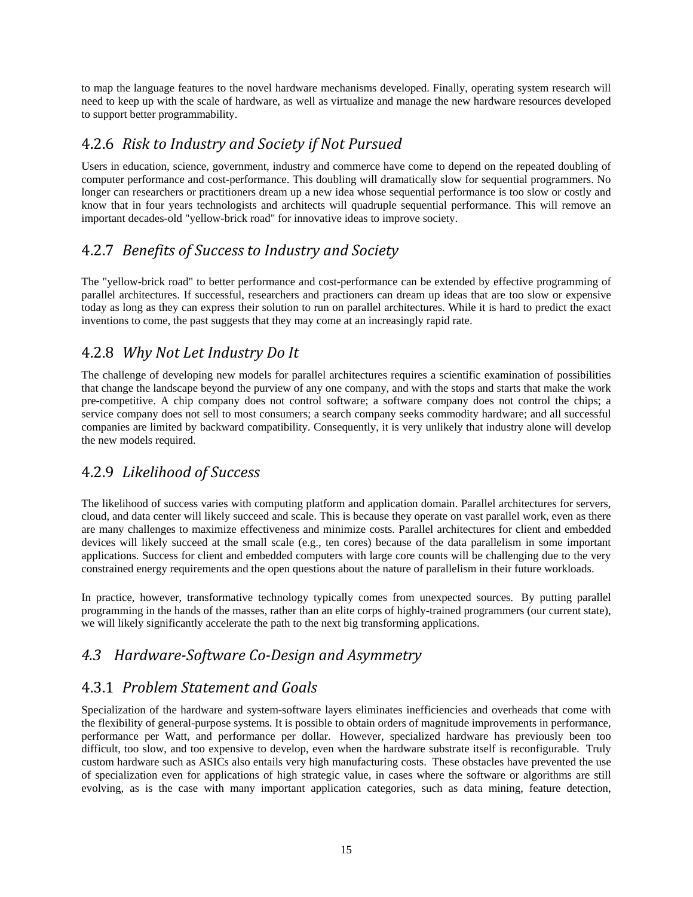to map the language features to the novel hardware mechanisms developed. Finally, operating system research will need to keep up with the scale of hardware, as well as virtualize and manage the new hardware resources developed to support better programmability.

### 4.2.6 *Risk to Industry and Society if Not Pursued*

Users in education, science, government, industry and commerce have come to depend on the repeated doubling of computer performance and cost-performance. This doubling will dramatically slow for sequential programmers. No longer can researchers or practitioners dream up a new idea whose sequential performance is too slow or costly and know that in four years technologists and architects will quadruple sequential performance. This will remove an important decades-old "yellow-brick road" for innovative ideas to improve society.

### 4.2.7 *Benefits of Success to Industry and Society*

The "yellow-brick road" to better performance and cost-performance can be extended by effective programming of parallel architectures. If successful, researchers and practioners can dream up ideas that are too slow or expensive today as long as they can express their solution to run on parallel architectures. While it is hard to predict the exact inventions to come, the past suggests that they may come at an increasingly rapid rate.

### 4.2.8 *Why Not Let Industry Do It*

The challenge of developing new models for parallel architectures requires a scientific examination of possibilities that change the landscape beyond the purview of any one company, and with the stops and starts that make the work pre-competitive. A chip company does not control software; a software company does not control the chips; a service company does not sell to most consumers; a search company seeks commodity hardware; and all successful companies are limited by backward compatibility. Consequently, it is very unlikely that industry alone will develop the new models required.

### 4.2.9 *Likelihood of Success*

The likelihood of success varies with computing platform and application domain. Parallel architectures for servers, cloud, and data center will likely succeed and scale. This is because they operate on vast parallel work, even as there are many challenges to maximize effectiveness and minimize costs. Parallel architectures for client and embedded devices will likely succeed at the small scale (e.g., ten cores) because of the data parallelism in some important applications. Success for client and embedded computers with large core counts will be challenging due to the very constrained energy requirements and the open questions about the nature of parallelism in their future workloads.

In practice, however, transformative technology typically comes from unexpected sources. By putting parallel programming in the hands of the masses, rather than an elite corps of highly-trained programmers (our current state), we will likely significantly accelerate the path to the next big transforming applications.

## *4.3 Hardware-Software Co-Design and Asymmetry*

### 4.3.1 *Problem Statement and Goals*

Specialization of the hardware and system-software layers eliminates inefficiencies and overheads that come with the flexibility of general-purpose systems. It is possible to obtain orders of magnitude improvements in performance, performance per Watt, and performance per dollar. However, specialized hardware has previously been too difficult, too slow, and too expensive to develop, even when the hardware substrate itself is reconfigurable. Truly custom hardware such as ASICs also entails very high manufacturing costs. These obstacles have prevented the use of specialization even for applications of high strategic value, in cases where the software or algorithms are still evolving, as is the case with many important application categories, such as data mining, feature detection,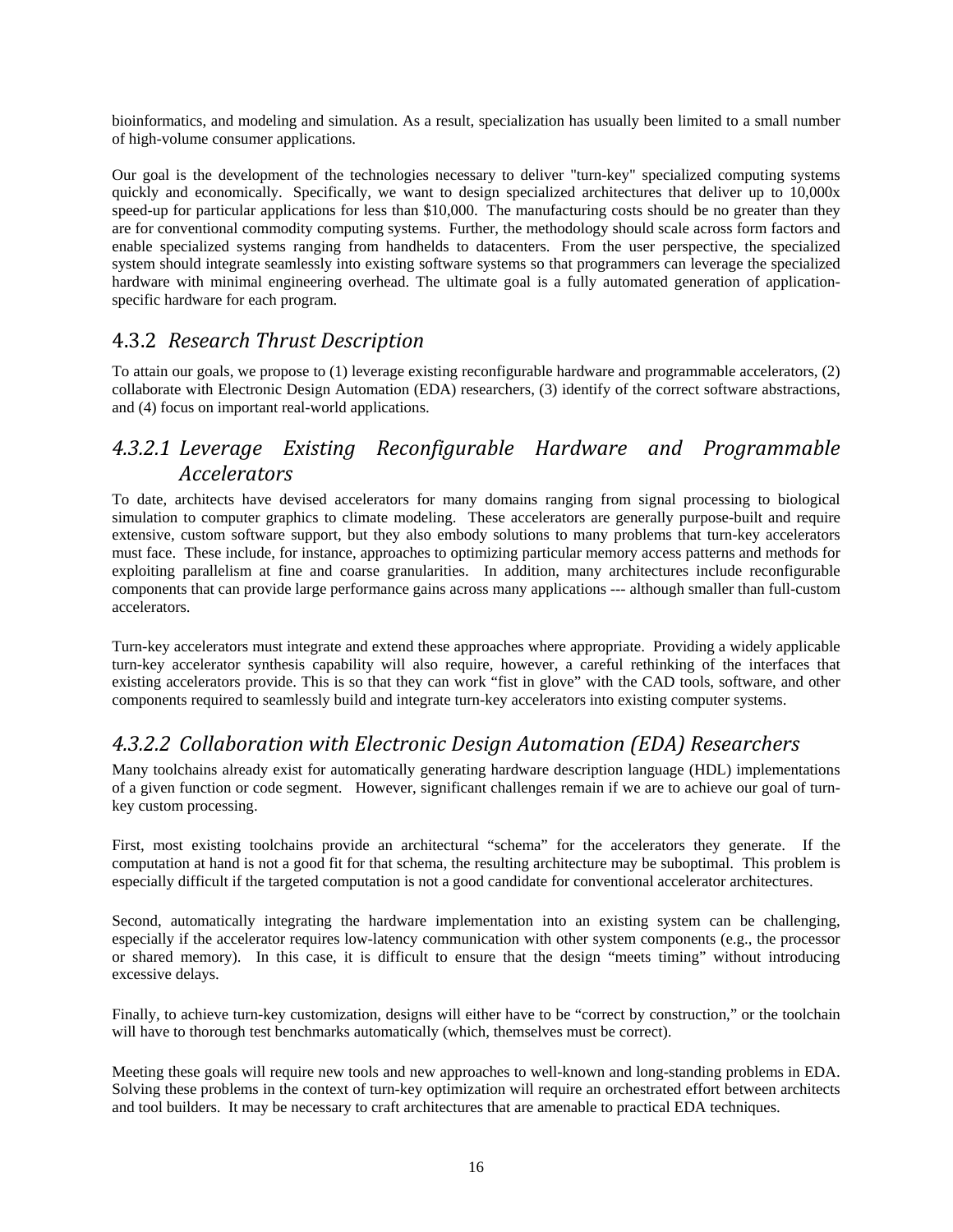bioinformatics, and modeling and simulation. As a result, specialization has usually been limited to a small number of high-volume consumer applications.

Our goal is the development of the technologies necessary to deliver "turn-key" specialized computing systems quickly and economically. Specifically, we want to design specialized architectures that deliver up to 10,000x speed-up for particular applications for less than $10,000. The manufacturing costs should be no greater than they are for conventional commodity computing systems. Further, the methodology should scale across form factors and enable specialized systems ranging from handhelds to datacenters. From the user perspective, the specialized system should integrate seamlessly into existing software systems so that programmers can leverage the specialized hardware with minimal engineering overhead. The ultimate goal is a fully automated generation of application-specific hardware for each program.

## 4.3.2 *Research Thrust Description*

To attain our goals, we propose to (1) leverage existing reconfigurable hardware and programmable accelerators, (2) collaborate with Electronic Design Automation (EDA) researchers, (3) identify of the correct software abstractions, and (4) focus on important real-world applications.

### *4.3.2.1 Leverage Existing Reconfigurable Hardware and Programmable Accelerators*

To date, architects have devised accelerators for many domains ranging from signal processing to biological simulation to computer graphics to climate modeling. These accelerators are generally purpose-built and require extensive, custom software support, but they also embody solutions to many problems that turn-key accelerators must face. These include, for instance, approaches to optimizing particular memory access patterns and methods for exploiting parallelism at fine and coarse granularities. In addition, many architectures include reconfigurable components that can provide large performance gains across many applications --- although smaller than full-custom accelerators.

Turn-key accelerators must integrate and extend these approaches where appropriate. Providing a widely applicable turn-key accelerator synthesis capability will also require, however, a careful rethinking of the interfaces that existing accelerators provide. This is so that they can work “fist in glove” with the CAD tools, software, and other components required to seamlessly build and integrate turn-key accelerators into existing computer systems.

### *4.3.2.2 Collaboration with Electronic Design Automation (EDA) Researchers*

Many toolchains already exist for automatically generating hardware description language (HDL) implementations of a given function or code segment. However, significant challenges remain if we are to achieve our goal of turn-key custom processing.

First, most existing toolchains provide an architectural “schema” for the accelerators they generate. If the computation at hand is not a good fit for that schema, the resulting architecture may be suboptimal. This problem is especially difficult if the targeted computation is not a good candidate for conventional accelerator architectures.

Second, automatically integrating the hardware implementation into an existing system can be challenging, especially if the accelerator requires low-latency communication with other system components (e.g., the processor or shared memory). In this case, it is difficult to ensure that the design “meets timing” without introducing excessive delays.

Finally, to achieve turn-key customization, designs will either have to be “correct by construction,” or the toolchain will have to thorough test benchmarks automatically (which, themselves must be correct).

Meeting these goals will require new tools and new approaches to well-known and long-standing problems in EDA. Solving these problems in the context of turn-key optimization will require an orchestrated effort between architects and tool builders. It may be necessary to craft architectures that are amenable to practical EDA techniques.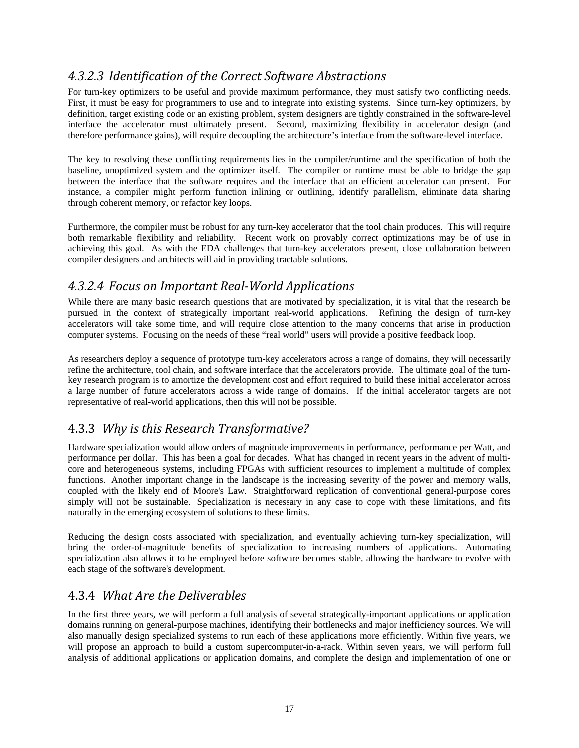#### *4.3.2.3 Identification of the Correct Software Abstractions*

For turn-key optimizers to be useful and provide maximum performance, they must satisfy two conflicting needs. First, it must be easy for programmers to use and to integrate into existing systems. Since turn-key optimizers, by definition, target existing code or an existing problem, system designers are tightly constrained in the software-level interface the accelerator must ultimately present. Second, maximizing flexibility in accelerator design (and therefore performance gains), will require decoupling the architecture's interface from the software-level interface.

The key to resolving these conflicting requirements lies in the compiler/runtime and the specification of both the baseline, unoptimized system and the optimizer itself. The compiler or runtime must be able to bridge the gap between the interface that the software requires and the interface that an efficient accelerator can present. For instance, a compiler might perform function inlining or outlining, identify parallelism, eliminate data sharing through coherent memory, or refactor key loops.

Furthermore, the compiler must be robust for any turn-key accelerator that the tool chain produces. This will require both remarkable flexibility and reliability. Recent work on provably correct optimizations may be of use in achieving this goal. As with the EDA challenges that turn-key accelerators present, close collaboration between compiler designers and architects will aid in providing tractable solutions.

#### *4.3.2.4 Focus on Important Real-World Applications*

While there are many basic research questions that are motivated by specialization, it is vital that the research be pursued in the context of strategically important real-world applications. Refining the design of turn-key accelerators will take some time, and will require close attention to the many concerns that arise in production computer systems. Focusing on the needs of these "real world" users will provide a positive feedback loop.

As researchers deploy a sequence of prototype turn-key accelerators across a range of domains, they will necessarily refine the architecture, tool chain, and software interface that the accelerators provide. The ultimate goal of the turn-key research program is to amortize the development cost and effort required to build these initial accelerator across a large number of future accelerators across a wide range of domains. If the initial accelerator targets are not representative of real-world applications, then this will not be possible.

### 4.3.3 *Why is this Research Transformative?*

Hardware specialization would allow orders of magnitude improvements in performance, performance per Watt, and performance per dollar. This has been a goal for decades. What has changed in recent years in the advent of multi-core and heterogeneous systems, including FPGAs with sufficient resources to implement a multitude of complex functions. Another important change in the landscape is the increasing severity of the power and memory walls, coupled with the likely end of Moore's Law. Straightforward replication of conventional general-purpose cores simply will not be sustainable. Specialization is necessary in any case to cope with these limitations, and fits naturally in the emerging ecosystem of solutions to these limits.

Reducing the design costs associated with specialization, and eventually achieving turn-key specialization, will bring the order-of-magnitude benefits of specialization to increasing numbers of applications. Automating specialization also allows it to be employed before software becomes stable, allowing the hardware to evolve with each stage of the software's development.

### 4.3.4 *What Are the Deliverables*

In the first three years, we will perform a full analysis of several strategically-important applications or application domains running on general-purpose machines, identifying their bottlenecks and major inefficiency sources. We will also manually design specialized systems to run each of these applications more efficiently. Within five years, we will propose an approach to build a custom supercomputer-in-a-rack. Within seven years, we will perform full analysis of additional applications or application domains, and complete the design and implementation of one or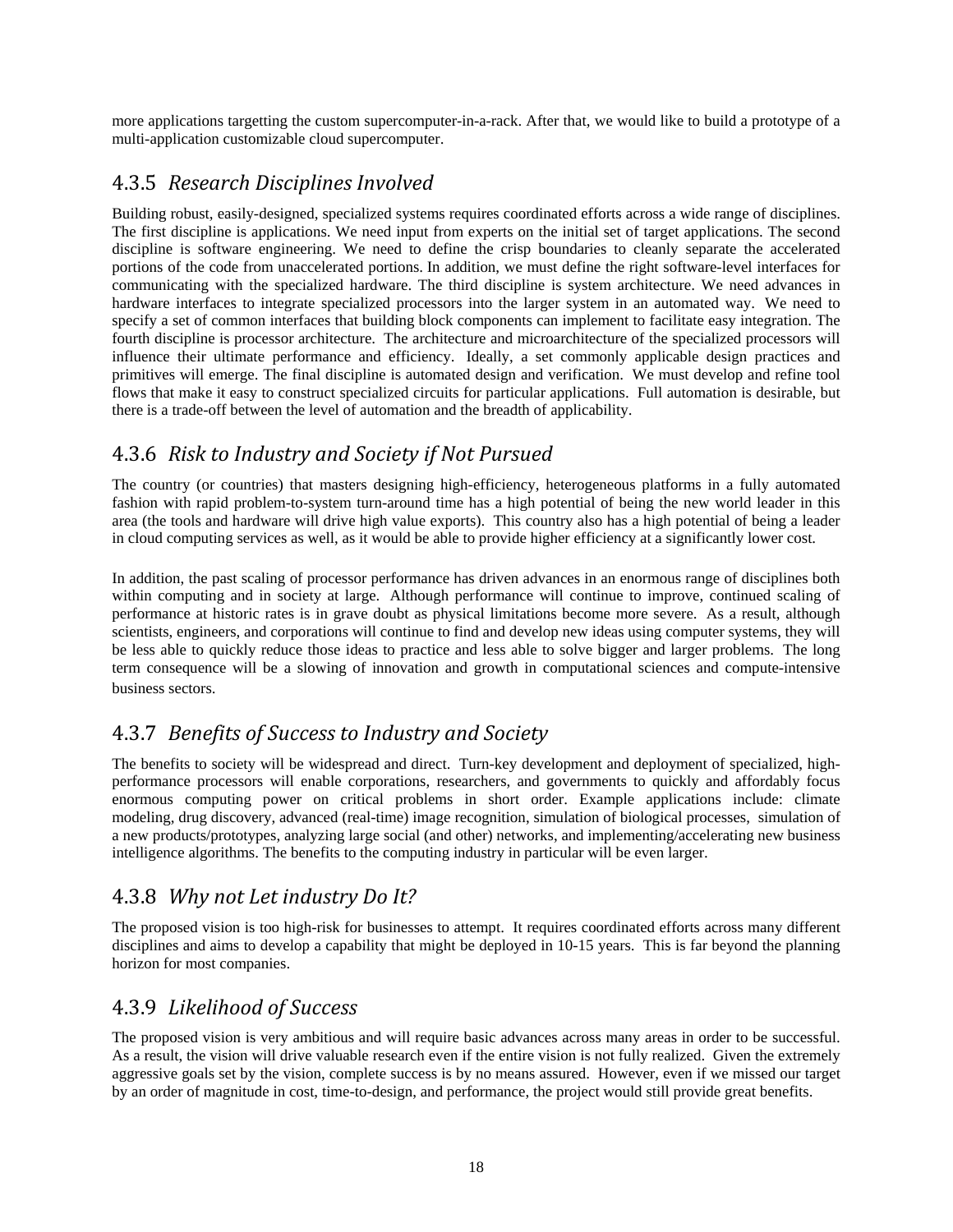more applications targetting the custom supercomputer-in-a-rack. After that, we would like to build a prototype of a multi-application customizable cloud supercomputer.

### 4.3.5 *Research Disciplines Involved*

Building robust, easily-designed, specialized systems requires coordinated efforts across a wide range of disciplines. The first discipline is applications. We need input from experts on the initial set of target applications. The second discipline is software engineering. We need to define the crisp boundaries to cleanly separate the accelerated portions of the code from unaccelerated portions. In addition, we must define the right software-level interfaces for communicating with the specialized hardware. The third discipline is system architecture. We need advances in hardware interfaces to integrate specialized processors into the larger system in an automated way. We need to specify a set of common interfaces that building block components can implement to facilitate easy integration. The fourth discipline is processor architecture. The architecture and microarchitecture of the specialized processors will influence their ultimate performance and efficiency. Ideally, a set commonly applicable design practices and primitives will emerge. The final discipline is automated design and verification. We must develop and refine tool flows that make it easy to construct specialized circuits for particular applications. Full automation is desirable, but there is a trade-off between the level of automation and the breadth of applicability.

### 4.3.6 *Risk to Industry and Society if Not Pursued*

The country (or countries) that masters designing high-efficiency, heterogeneous platforms in a fully automated fashion with rapid problem-to-system turn-around time has a high potential of being the new world leader in this area (the tools and hardware will drive high value exports). This country also has a high potential of being a leader in cloud computing services as well, as it would be able to provide higher efficiency at a significantly lower cost.

In addition, the past scaling of processor performance has driven advances in an enormous range of disciplines both within computing and in society at large. Although performance will continue to improve, continued scaling of performance at historic rates is in grave doubt as physical limitations become more severe. As a result, although scientists, engineers, and corporations will continue to find and develop new ideas using computer systems, they will be less able to quickly reduce those ideas to practice and less able to solve bigger and larger problems. The long term consequence will be a slowing of innovation and growth in computational sciences and compute-intensive business sectors.

### 4.3.7 *Benefits of Success to Industry and Society*

The benefits to society will be widespread and direct. Turn-key development and deployment of specialized, high-performance processors will enable corporations, researchers, and governments to quickly and affordably focus enormous computing power on critical problems in short order. Example applications include: climate modeling, drug discovery, advanced (real-time) image recognition, simulation of biological processes, simulation of a new products/prototypes, analyzing large social (and other) networks, and implementing/accelerating new business intelligence algorithms. The benefits to the computing industry in particular will be even larger.

### 4.3.8 *Why not Let industry Do It?*

The proposed vision is too high-risk for businesses to attempt. It requires coordinated efforts across many different disciplines and aims to develop a capability that might be deployed in 10-15 years. This is far beyond the planning horizon for most companies.

### 4.3.9 *Likelihood of Success*

The proposed vision is very ambitious and will require basic advances across many areas in order to be successful. As a result, the vision will drive valuable research even if the entire vision is not fully realized. Given the extremely aggressive goals set by the vision, complete success is by no means assured. However, even if we missed our target by an order of magnitude in cost, time-to-design, and performance, the project would still provide great benefits.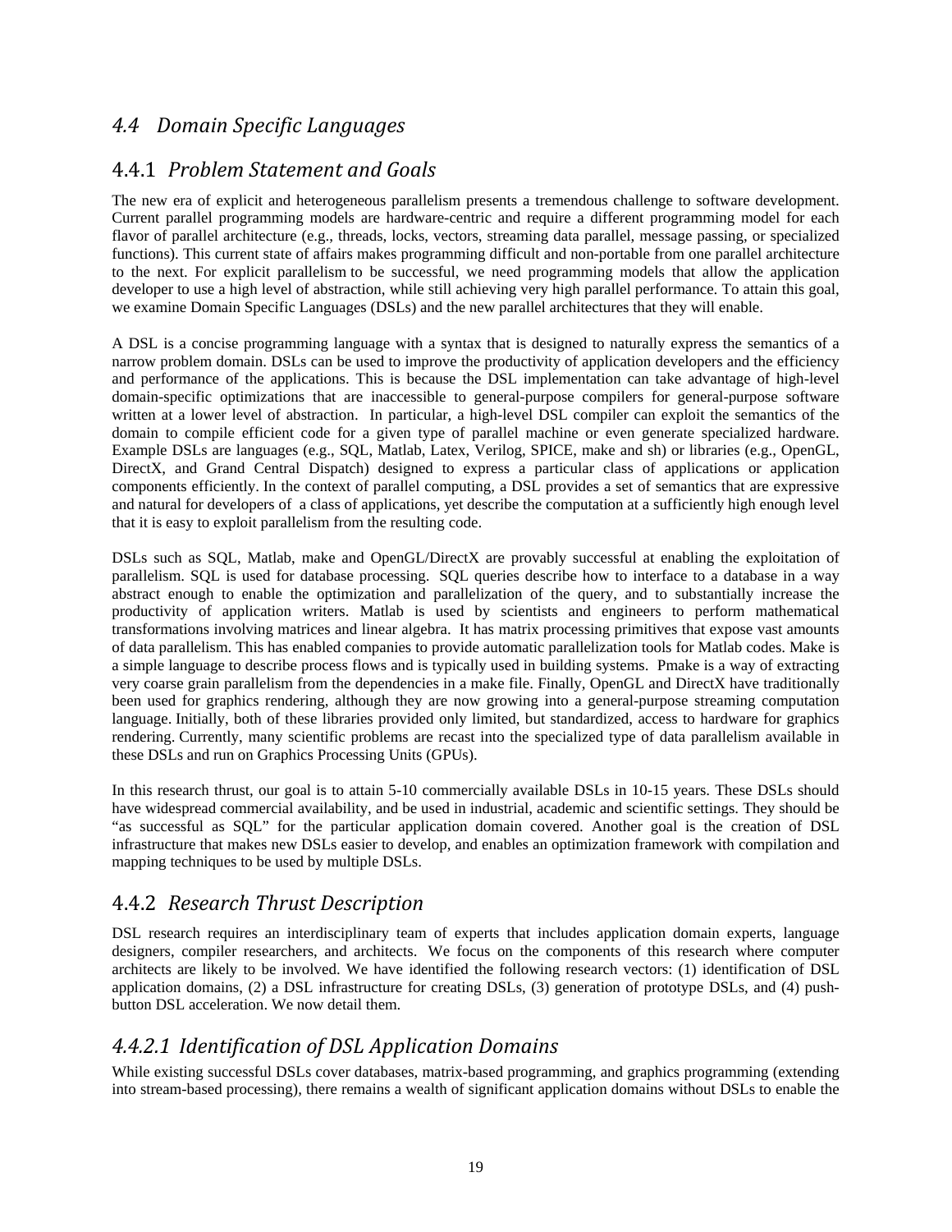## 4.4 *Domain Specific Languages*

### 4.4.1 *Problem Statement and Goals*

The new era of explicit and heterogeneous parallelism presents a tremendous challenge to software development. Current parallel programming models are hardware-centric and require a different programming model for each flavor of parallel architecture (e.g., threads, locks, vectors, streaming data parallel, message passing, or specialized functions). This current state of affairs makes programming difficult and non-portable from one parallel architecture to the next. For explicit parallelism to be successful, we need programming models that allow the application developer to use a high level of abstraction, while still achieving very high parallel performance. To attain this goal, we examine Domain Specific Languages (DSLs) and the new parallel architectures that they will enable.

A DSL is a concise programming language with a syntax that is designed to naturally express the semantics of a narrow problem domain. DSLs can be used to improve the productivity of application developers and the efficiency and performance of the applications. This is because the DSL implementation can take advantage of high-level domain-specific optimizations that are inaccessible to general-purpose compilers for general-purpose software written at a lower level of abstraction. In particular, a high-level DSL compiler can exploit the semantics of the domain to compile efficient code for a given type of parallel machine or even generate specialized hardware. Example DSLs are languages (e.g., SQL, Matlab, Latex, Verilog, SPICE, make and sh) or libraries (e.g., OpenGL, DirectX, and Grand Central Dispatch) designed to express a particular class of applications or application components efficiently. In the context of parallel computing, a DSL provides a set of semantics that are expressive and natural for developers of a class of applications, yet describe the computation at a sufficiently high enough level that it is easy to exploit parallelism from the resulting code.

DSLs such as SQL, Matlab, make and OpenGL/DirectX are provably successful at enabling the exploitation of parallelism. SQL is used for database processing. SQL queries describe how to interface to a database in a way abstract enough to enable the optimization and parallelization of the query, and to substantially increase the productivity of application writers. Matlab is used by scientists and engineers to perform mathematical transformations involving matrices and linear algebra. It has matrix processing primitives that expose vast amounts of data parallelism. This has enabled companies to provide automatic parallelization tools for Matlab codes. Make is a simple language to describe process flows and is typically used in building systems. Pmake is a way of extracting very coarse grain parallelism from the dependencies in a make file. Finally, OpenGL and DirectX have traditionally been used for graphics rendering, although they are now growing into a general-purpose streaming computation language. Initially, both of these libraries provided only limited, but standardized, access to hardware for graphics rendering. Currently, many scientific problems are recast into the specialized type of data parallelism available in these DSLs and run on Graphics Processing Units (GPUs).

In this research thrust, our goal is to attain 5-10 commercially available DSLs in 10-15 years. These DSLs should have widespread commercial availability, and be used in industrial, academic and scientific settings. They should be "as successful as SQL" for the particular application domain covered. Another goal is the creation of DSL infrastructure that makes new DSLs easier to develop, and enables an optimization framework with compilation and mapping techniques to be used by multiple DSLs.

### 4.4.2 *Research Thrust Description*

DSL research requires an interdisciplinary team of experts that includes application domain experts, language designers, compiler researchers, and architects. We focus on the components of this research where computer architects are likely to be involved. We have identified the following research vectors: (1) identification of DSL application domains, (2) a DSL infrastructure for creating DSLs, (3) generation of prototype DSLs, and (4) push-button DSL acceleration. We now detail them.

#### *4.4.2.1 Identification of DSL Application Domains*

While existing successful DSLs cover databases, matrix-based programming, and graphics programming (extending into stream-based processing), there remains a wealth of significant application domains without DSLs to enable the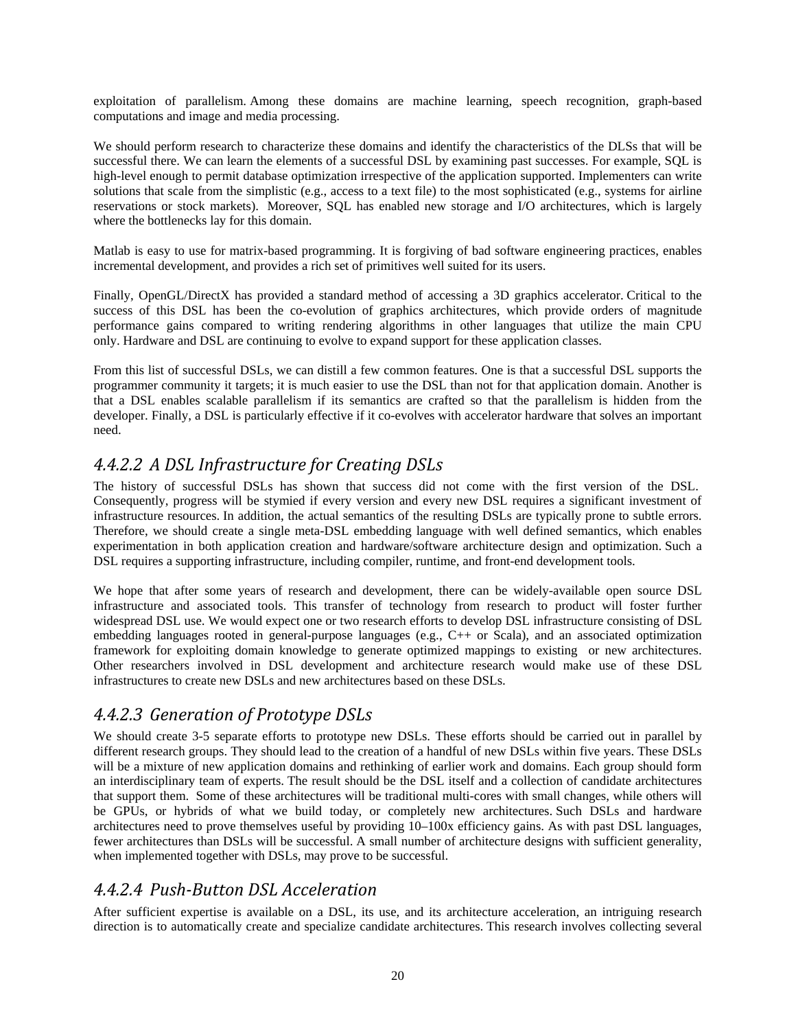exploitation of parallelism. Among these domains are machine learning, speech recognition, graph-based computations and image and media processing.

We should perform research to characterize these domains and identify the characteristics of the DLSs that will be successful there. We can learn the elements of a successful DSL by examining past successes. For example, SQL is high-level enough to permit database optimization irrespective of the application supported. Implementers can write solutions that scale from the simplistic (e.g., access to a text file) to the most sophisticated (e.g., systems for airline reservations or stock markets). Moreover, SQL has enabled new storage and I/O architectures, which is largely where the bottlenecks lay for this domain.

Matlab is easy to use for matrix-based programming. It is forgiving of bad software engineering practices, enables incremental development, and provides a rich set of primitives well suited for its users.

Finally, OpenGL/DirectX has provided a standard method of accessing a 3D graphics accelerator. Critical to the success of this DSL has been the co-evolution of graphics architectures, which provide orders of magnitude performance gains compared to writing rendering algorithms in other languages that utilize the main CPU only. Hardware and DSL are continuing to evolve to expand support for these application classes.

From this list of successful DSLs, we can distill a few common features. One is that a successful DSL supports the programmer community it targets; it is much easier to use the DSL than not for that application domain. Another is that a DSL enables scalable parallelism if its semantics are crafted so that the parallelism is hidden from the developer. Finally, a DSL is particularly effective if it co-evolves with accelerator hardware that solves an important need.

### *4.4.2.2 A DSL Infrastructure for Creating DSLs*

The history of successful DSLs has shown that success did not come with the first version of the DSL. Consequently, progress will be stymied if every version and every new DSL requires a significant investment of infrastructure resources. In addition, the actual semantics of the resulting DSLs are typically prone to subtle errors. Therefore, we should create a single meta-DSL embedding language with well defined semantics, which enables experimentation in both application creation and hardware/software architecture design and optimization. Such a DSL requires a supporting infrastructure, including compiler, runtime, and front-end development tools.

We hope that after some years of research and development, there can be widely-available open source DSL infrastructure and associated tools. This transfer of technology from research to product will foster further widespread DSL use. We would expect one or two research efforts to develop DSL infrastructure consisting of DSL embedding languages rooted in general-purpose languages (e.g., C++ or Scala), and an associated optimization framework for exploiting domain knowledge to generate optimized mappings to existing or new architectures. Other researchers involved in DSL development and architecture research would make use of these DSL infrastructures to create new DSLs and new architectures based on these DSLs.

### *4.4.2.3 Generation of Prototype DSLs*

We should create 3-5 separate efforts to prototype new DSLs. These efforts should be carried out in parallel by different research groups. They should lead to the creation of a handful of new DSLs within five years. These DSLs will be a mixture of new application domains and rethinking of earlier work and domains. Each group should form an interdisciplinary team of experts. The result should be the DSL itself and a collection of candidate architectures that support them. Some of these architectures will be traditional multi-cores with small changes, while others will be GPUs, or hybrids of what we build today, or completely new architectures. Such DSLs and hardware architectures need to prove themselves useful by providing 10–100x efficiency gains. As with past DSL languages, fewer architectures than DSLs will be successful. A small number of architecture designs with sufficient generality, when implemented together with DSLs, may prove to be successful.

### *4.4.2.4 Push-Button DSL Acceleration*

After sufficient expertise is available on a DSL, its use, and its architecture acceleration, an intriguing research direction is to automatically create and specialize candidate architectures. This research involves collecting several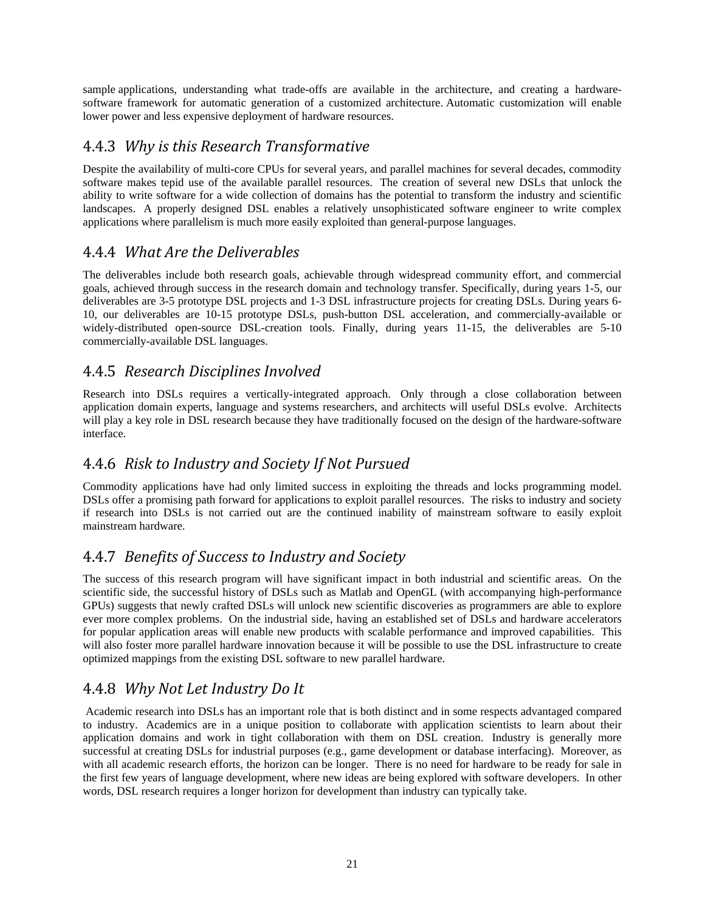sample applications, understanding what trade-offs are available in the architecture, and creating a hardware-software framework for automatic generation of a customized architecture. Automatic customization will enable lower power and less expensive deployment of hardware resources.

### 4.4.3 *Why is this Research Transformative*

Despite the availability of multi-core CPUs for several years, and parallel machines for several decades, commodity software makes tepid use of the available parallel resources. The creation of several new DSLs that unlock the ability to write software for a wide collection of domains has the potential to transform the industry and scientific landscapes. A properly designed DSL enables a relatively unsophisticated software engineer to write complex applications where parallelism is much more easily exploited than general-purpose languages.

### 4.4.4 *What Are the Deliverables*

The deliverables include both research goals, achievable through widespread community effort, and commercial goals, achieved through success in the research domain and technology transfer. Specifically, during years 1-5, our deliverables are 3-5 prototype DSL projects and 1-3 DSL infrastructure projects for creating DSLs. During years 6-10, our deliverables are 10-15 prototype DSLs, push-button DSL acceleration, and commercially-available or widely-distributed open-source DSL-creation tools. Finally, during years 11-15, the deliverables are 5-10 commercially-available DSL languages.

### 4.4.5 *Research Disciplines Involved*

Research into DSLs requires a vertically-integrated approach. Only through a close collaboration between application domain experts, language and systems researchers, and architects will useful DSLs evolve. Architects will play a key role in DSL research because they have traditionally focused on the design of the hardware-software interface.

### 4.4.6 *Risk to Industry and Society If Not Pursued*

Commodity applications have had only limited success in exploiting the threads and locks programming model. DSLs offer a promising path forward for applications to exploit parallel resources. The risks to industry and society if research into DSLs is not carried out are the continued inability of mainstream software to easily exploit mainstream hardware.

### 4.4.7 *Benefits of Success to Industry and Society*

The success of this research program will have significant impact in both industrial and scientific areas. On the scientific side, the successful history of DSLs such as Matlab and OpenGL (with accompanying high-performance GPUs) suggests that newly crafted DSLs will unlock new scientific discoveries as programmers are able to explore ever more complex problems. On the industrial side, having an established set of DSLs and hardware accelerators for popular application areas will enable new products with scalable performance and improved capabilities. This will also foster more parallel hardware innovation because it will be possible to use the DSL infrastructure to create optimized mappings from the existing DSL software to new parallel hardware.

### 4.4.8 *Why Not Let Industry Do It*

Academic research into DSLs has an important role that is both distinct and in some respects advantaged compared to industry. Academics are in a unique position to collaborate with application scientists to learn about their application domains and work in tight collaboration with them on DSL creation. Industry is generally more successful at creating DSLs for industrial purposes (e.g., game development or database interfacing). Moreover, as with all academic research efforts, the horizon can be longer. There is no need for hardware to be ready for sale in the first few years of language development, where new ideas are being explored with software developers. In other words, DSL research requires a longer horizon for development than industry can typically take.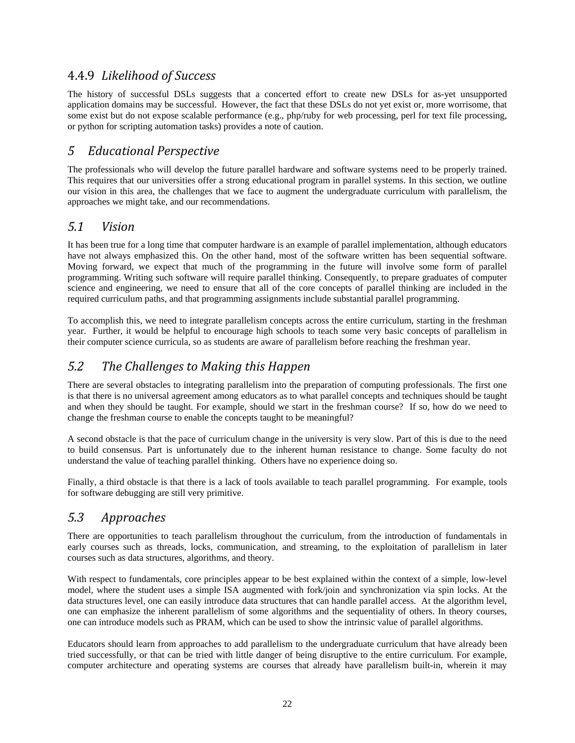### 4.4.9 *Likelihood of Success*

The history of successful DSLs suggests that a concerted effort to create new DSLs for as-yet unsupported application domains may be successful. However, the fact that these DSLs do not yet exist or, more worrisome, that some exist but do not expose scalable performance (e.g., php/ruby for web processing, perl for text file processing, or python for scripting automation tasks) provides a note of caution.

# *5 Educational Perspective*

The professionals who will develop the future parallel hardware and software systems need to be properly trained. This requires that our universities offer a strong educational program in parallel systems. In this section, we outline our vision in this area, the challenges that we face to augment the undergraduate curriculum with parallelism, the approaches we might take, and our recommendations.

## *5.1 Vision*

It has been true for a long time that computer hardware is an example of parallel implementation, although educators have not always emphasized this. On the other hand, most of the software written has been sequential software. Moving forward, we expect that much of the programming in the future will involve some form of parallel programming. Writing such software will require parallel thinking. Consequently, to prepare graduates of computer science and engineering, we need to ensure that all of the core concepts of parallel thinking are included in the required curriculum paths, and that programming assignments include substantial parallel programming.

To accomplish this, we need to integrate parallelism concepts across the entire curriculum, starting in the freshman year. Further, it would be helpful to encourage high schools to teach some very basic concepts of parallelism in their computer science curricula, so as students are aware of parallelism before reaching the freshman year.

## *5.2 The Challenges to Making this Happen*

There are several obstacles to integrating parallelism into the preparation of computing professionals. The first one is that there is no universal agreement among educators as to what parallel concepts and techniques should be taught and when they should be taught. For example, should we start in the freshman course? If so, how do we need to change the freshman course to enable the concepts taught to be meaningful?

A second obstacle is that the pace of curriculum change in the university is very slow. Part of this is due to the need to build consensus. Part is unfortunately due to the inherent human resistance to change. Some faculty do not understand the value of teaching parallel thinking. Others have no experience doing so.

Finally, a third obstacle is that there is a lack of tools available to teach parallel programming. For example, tools for software debugging are still very primitive.

## *5.3 Approaches*

There are opportunities to teach parallelism throughout the curriculum, from the introduction of fundamentals in early courses such as threads, locks, communication, and streaming, to the exploitation of parallelism in later courses such as data structures, algorithms, and theory.

With respect to fundamentals, core principles appear to be best explained within the context of a simple, low-level model, where the student uses a simple ISA augmented with fork/join and synchronization via spin locks. At the data structures level, one can easily introduce data structures that can handle parallel access. At the algorithm level, one can emphasize the inherent parallelism of some algorithms and the sequentiality of others. In theory courses, one can introduce models such as PRAM, which can be used to show the intrinsic value of parallel algorithms.

Educators should learn from approaches to add parallelism to the undergraduate curriculum that have already been tried successfully, or that can be tried with little danger of being disruptive to the entire curriculum. For example, computer architecture and operating systems are courses that already have parallelism built-in, wherein it may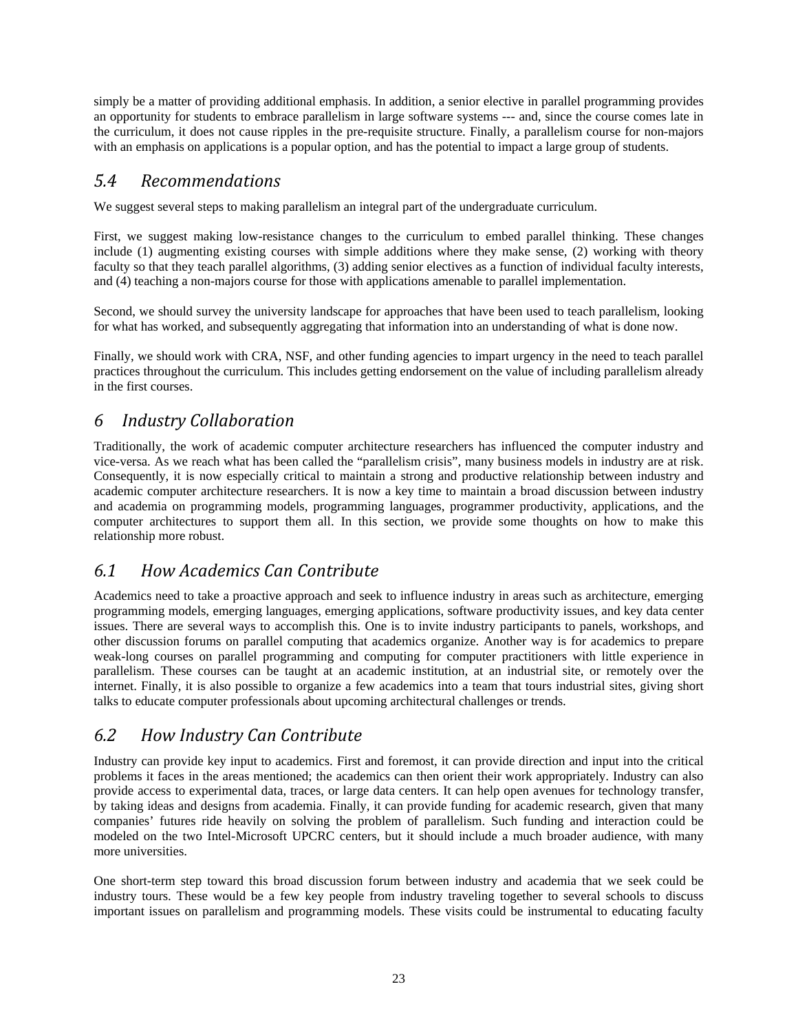simply be a matter of providing additional emphasis. In addition, a senior elective in parallel programming provides an opportunity for students to embrace parallelism in large software systems --- and, since the course comes late in the curriculum, it does not cause ripples in the pre-requisite structure. Finally, a parallelism course for non-majors with an emphasis on applications is a popular option, and has the potential to impact a large group of students.

## 5.4 Recommendations

We suggest several steps to making parallelism an integral part of the undergraduate curriculum.

First, we suggest making low-resistance changes to the curriculum to embed parallel thinking. These changes include (1) augmenting existing courses with simple additions where they make sense, (2) working with theory faculty so that they teach parallel algorithms, (3) adding senior electives as a function of individual faculty interests, and (4) teaching a non-majors course for those with applications amenable to parallel implementation.

Second, we should survey the university landscape for approaches that have been used to teach parallelism, looking for what has worked, and subsequently aggregating that information into an understanding of what is done now.

Finally, we should work with CRA, NSF, and other funding agencies to impart urgency in the need to teach parallel practices throughout the curriculum. This includes getting endorsement on the value of including parallelism already in the first courses.

# 6 Industry Collaboration

Traditionally, the work of academic computer architecture researchers has influenced the computer industry and vice-versa. As we reach what has been called the "parallelism crisis", many business models in industry are at risk. Consequently, it is now especially critical to maintain a strong and productive relationship between industry and academic computer architecture researchers. It is now a key time to maintain a broad discussion between industry and academia on programming models, programming languages, programmer productivity, applications, and the computer architectures to support them all. In this section, we provide some thoughts on how to make this relationship more robust.

## 6.1 How Academics Can Contribute

Academics need to take a proactive approach and seek to influence industry in areas such as architecture, emerging programming models, emerging languages, emerging applications, software productivity issues, and key data center issues. There are several ways to accomplish this. One is to invite industry participants to panels, workshops, and other discussion forums on parallel computing that academics organize. Another way is for academics to prepare weak-long courses on parallel programming and computing for computer practitioners with little experience in parallelism. These courses can be taught at an academic institution, at an industrial site, or remotely over the internet. Finally, it is also possible to organize a few academics into a team that tours industrial sites, giving short talks to educate computer professionals about upcoming architectural challenges or trends.

## 6.2 How Industry Can Contribute

Industry can provide key input to academics. First and foremost, it can provide direction and input into the critical problems it faces in the areas mentioned; the academics can then orient their work appropriately. Industry can also provide access to experimental data, traces, or large data centers. It can help open avenues for technology transfer, by taking ideas and designs from academia. Finally, it can provide funding for academic research, given that many companies' futures ride heavily on solving the problem of parallelism. Such funding and interaction could be modeled on the two Intel-Microsoft UPCRC centers, but it should include a much broader audience, with many more universities.

One short-term step toward this broad discussion forum between industry and academia that we seek could be industry tours. These would be a few key people from industry traveling together to several schools to discuss important issues on parallelism and programming models. These visits could be instrumental to educating faculty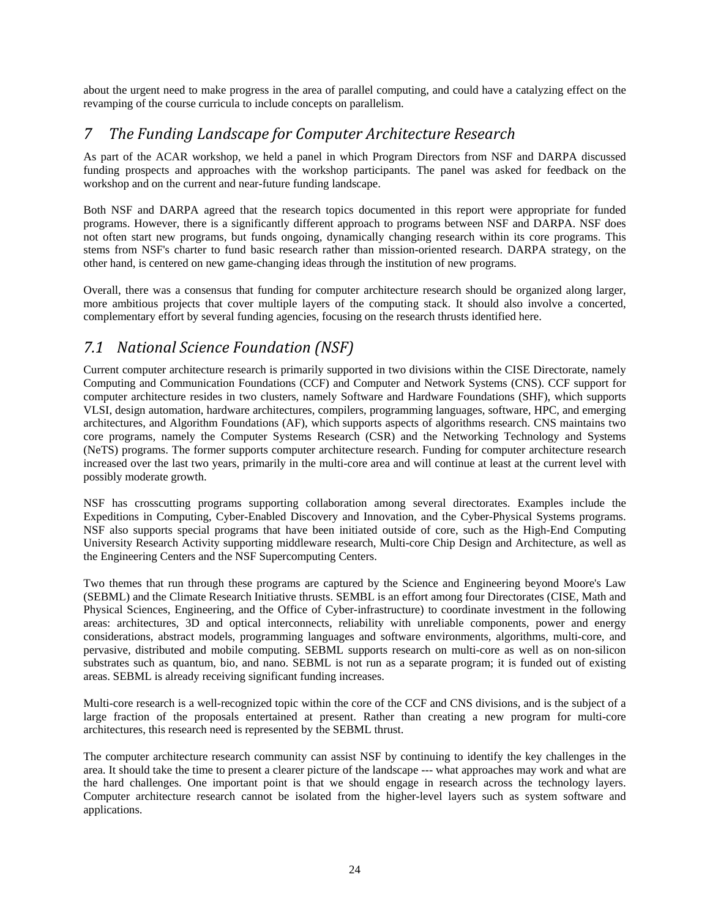about the urgent need to make progress in the area of parallel computing, and could have a catalyzing effect on the revamping of the course curricula to include concepts on parallelism.

## 7 The Funding Landscape for Computer Architecture Research

As part of the ACAR workshop, we held a panel in which Program Directors from NSF and DARPA discussed funding prospects and approaches with the workshop participants. The panel was asked for feedback on the workshop and on the current and near-future funding landscape.

Both NSF and DARPA agreed that the research topics documented in this report were appropriate for funded programs. However, there is a significantly different approach to programs between NSF and DARPA. NSF does not often start new programs, but funds ongoing, dynamically changing research within its core programs. This stems from NSF's charter to fund basic research rather than mission-oriented research. DARPA strategy, on the other hand, is centered on new game-changing ideas through the institution of new programs.

Overall, there was a consensus that funding for computer architecture research should be organized along larger, more ambitious projects that cover multiple layers of the computing stack. It should also involve a concerted, complementary effort by several funding agencies, focusing on the research thrusts identified here.

## 7.1 National Science Foundation (NSF)

Current computer architecture research is primarily supported in two divisions within the CISE Directorate, namely Computing and Communication Foundations (CCF) and Computer and Network Systems (CNS). CCF support for computer architecture resides in two clusters, namely Software and Hardware Foundations (SHF), which supports VLSI, design automation, hardware architectures, compilers, programming languages, software, HPC, and emerging architectures, and Algorithm Foundations (AF), which supports aspects of algorithms research. CNS maintains two core programs, namely the Computer Systems Research (CSR) and the Networking Technology and Systems (NeTS) programs. The former supports computer architecture research. Funding for computer architecture research increased over the last two years, primarily in the multi-core area and will continue at least at the current level with possibly moderate growth.

NSF has crosscutting programs supporting collaboration among several directorates. Examples include the Expeditions in Computing, Cyber-Enabled Discovery and Innovation, and the Cyber-Physical Systems programs. NSF also supports special programs that have been initiated outside of core, such as the High-End Computing University Research Activity supporting middleware research, Multi-core Chip Design and Architecture, as well as the Engineering Centers and the NSF Supercomputing Centers.

Two themes that run through these programs are captured by the Science and Engineering beyond Moore's Law (SEBML) and the Climate Research Initiative thrusts. SEMBL is an effort among four Directorates (CISE, Math and Physical Sciences, Engineering, and the Office of Cyber-infrastructure) to coordinate investment in the following areas: architectures, 3D and optical interconnects, reliability with unreliable components, power and energy considerations, abstract models, programming languages and software environments, algorithms, multi-core, and pervasive, distributed and mobile computing. SEBML supports research on multi-core as well as on non-silicon substrates such as quantum, bio, and nano. SEBML is not run as a separate program; it is funded out of existing areas. SEBML is already receiving significant funding increases.

Multi-core research is a well-recognized topic within the core of the CCF and CNS divisions, and is the subject of a large fraction of the proposals entertained at present. Rather than creating a new program for multi-core architectures, this research need is represented by the SEBML thrust.

The computer architecture research community can assist NSF by continuing to identify the key challenges in the area. It should take the time to present a clearer picture of the landscape --- what approaches may work and what are the hard challenges. One important point is that we should engage in research across the technology layers. Computer architecture research cannot be isolated from the higher-level layers such as system software and applications.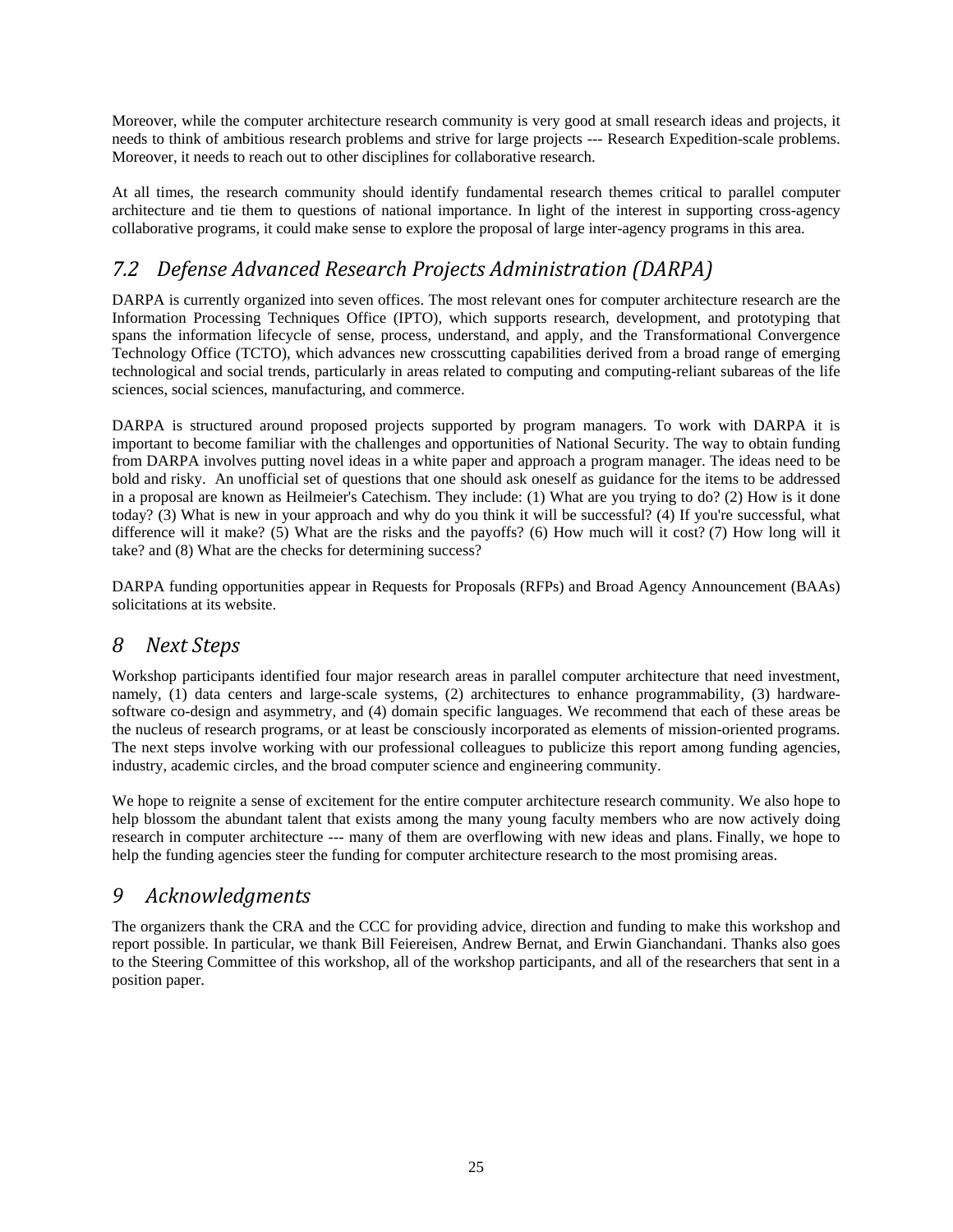Moreover, while the computer architecture research community is very good at small research ideas and projects, it needs to think of ambitious research problems and strive for large projects --- Research Expedition-scale problems. Moreover, it needs to reach out to other disciplines for collaborative research.

At all times, the research community should identify fundamental research themes critical to parallel computer architecture and tie them to questions of national importance. In light of the interest in supporting cross-agency collaborative programs, it could make sense to explore the proposal of large inter-agency programs in this area.

## *7.2 Defense Advanced Research Projects Administration (DARPA)*

DARPA is currently organized into seven offices. The most relevant ones for computer architecture research are the Information Processing Techniques Office (IPTO), which supports research, development, and prototyping that spans the information lifecycle of sense, process, understand, and apply, and the Transformational Convergence Technology Office (TCTO), which advances new crosscutting capabilities derived from a broad range of emerging technological and social trends, particularly in areas related to computing and computing-reliant subareas of the life sciences, social sciences, manufacturing, and commerce.

DARPA is structured around proposed projects supported by program managers. To work with DARPA it is important to become familiar with the challenges and opportunities of National Security. The way to obtain funding from DARPA involves putting novel ideas in a white paper and approach a program manager. The ideas need to be bold and risky. An unofficial set of questions that one should ask oneself as guidance for the items to be addressed in a proposal are known as Heilmeier's Catechism. They include: (1) What are you trying to do? (2) How is it done today? (3) What is new in your approach and why do you think it will be successful? (4) If you're successful, what difference will it make? (5) What are the risks and the payoffs? (6) How much will it cost? (7) How long will it take? and (8) What are the checks for determining success?

DARPA funding opportunities appear in Requests for Proposals (RFPs) and Broad Agency Announcement (BAAs) solicitations at its website.

# *8 Next Steps*

Workshop participants identified four major research areas in parallel computer architecture that need investment, namely, (1) data centers and large-scale systems, (2) architectures to enhance programmability, (3) hardware-software co-design and asymmetry, and (4) domain specific languages. We recommend that each of these areas be the nucleus of research programs, or at least be consciously incorporated as elements of mission-oriented programs. The next steps involve working with our professional colleagues to publicize this report among funding agencies, industry, academic circles, and the broad computer science and engineering community.

We hope to reignite a sense of excitement for the entire computer architecture research community. We also hope to help blossom the abundant talent that exists among the many young faculty members who are now actively doing research in computer architecture --- many of them are overflowing with new ideas and plans. Finally, we hope to help the funding agencies steer the funding for computer architecture research to the most promising areas.

# *9 Acknowledgments*

The organizers thank the CRA and the CCC for providing advice, direction and funding to make this workshop and report possible. In particular, we thank Bill Feiereisen, Andrew Bernat, and Erwin Gianchandani. Thanks also goes to the Steering Committee of this workshop, all of the workshop participants, and all of the researchers that sent in a position paper.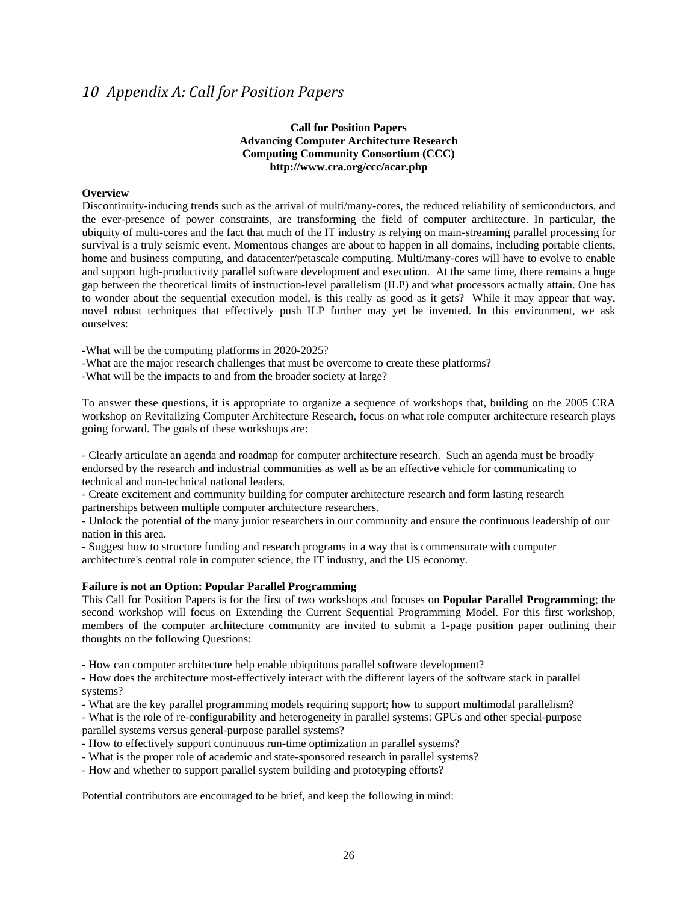# *10 Appendix A: Call for Position Papers*

**Call for Position Papers**
**Advancing Computer Architecture Research**
**Computing Community Consortium (CCC)**
**http://www.cra.org/ccc/acar.php**

**Overview**

Discontinuity-inducing trends such as the arrival of multi/many-cores, the reduced reliability of semiconductors, and the ever-presence of power constraints, are transforming the field of computer architecture. In particular, the ubiquity of multi-cores and the fact that much of the IT industry is relying on main-streaming parallel processing for survival is a truly seismic event. Momentous changes are about to happen in all domains, including portable clients, home and business computing, and datacenter/petascale computing. Multi/many-cores will have to evolve to enable and support high-productivity parallel software development and execution. At the same time, there remains a huge gap between the theoretical limits of instruction-level parallelism (ILP) and what processors actually attain. One has to wonder about the sequential execution model, is this really as good as it gets? While it may appear that way, novel robust techniques that effectively push ILP further may yet be invented. In this environment, we ask ourselves:

-What will be the computing platforms in 2020-2025?
-What are the major research challenges that must be overcome to create these platforms?
-What will be the impacts to and from the broader society at large?

To answer these questions, it is appropriate to organize a sequence of workshops that, building on the 2005 CRA workshop on Revitalizing Computer Architecture Research, focus on what role computer architecture research plays going forward. The goals of these workshops are:

- Clearly articulate an agenda and roadmap for computer architecture research. Such an agenda must be broadly endorsed by the research and industrial communities as well as be an effective vehicle for communicating to technical and non-technical national leaders.
- Create excitement and community building for computer architecture research and form lasting research partnerships between multiple computer architecture researchers.
- Unlock the potential of the many junior researchers in our community and ensure the continuous leadership of our nation in this area.
- Suggest how to structure funding and research programs in a way that is commensurate with computer architecture's central role in computer science, the IT industry, and the US economy.

**Failure is not an Option: Popular Parallel Programming**

This Call for Position Papers is for the first of two workshops and focuses on **Popular Parallel Programming**; the second workshop will focus on Extending the Current Sequential Programming Model. For this first workshop, members of the computer architecture community are invited to submit a 1-page position paper outlining their thoughts on the following Questions:

- How can computer architecture help enable ubiquitous parallel software development?
- How does the architecture most-effectively interact with the different layers of the software stack in parallel systems?
- What are the key parallel programming models requiring support; how to support multimodal parallelism?
- What is the role of re-configurability and heterogeneity in parallel systems: GPUs and other special-purpose parallel systems versus general-purpose parallel systems?
- How to effectively support continuous run-time optimization in parallel systems?
- What is the proper role of academic and state-sponsored research in parallel systems?
- How and whether to support parallel system building and prototyping efforts?

Potential contributors are encouraged to be brief, and keep the following in mind: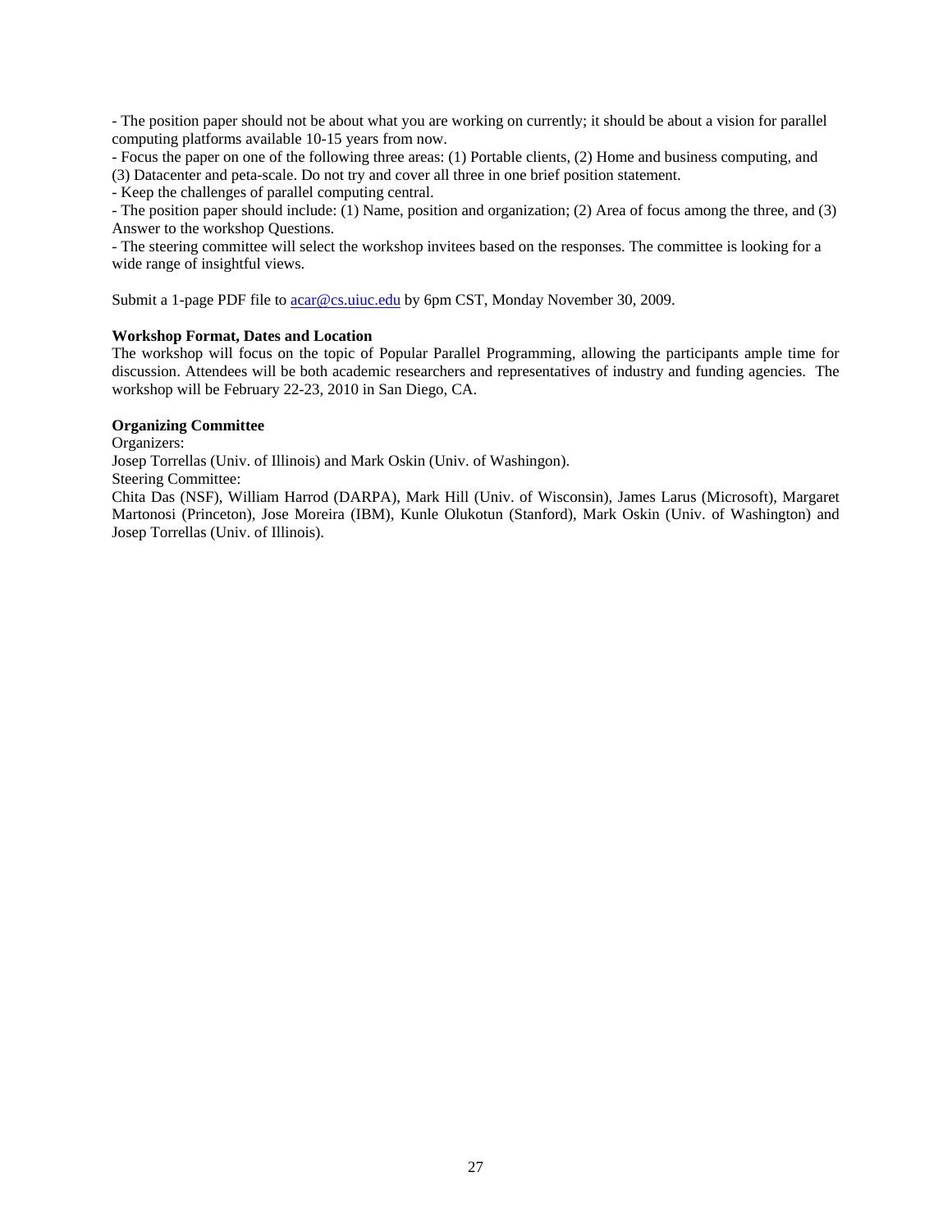- The position paper should not be about what you are working on currently; it should be about a vision for parallel computing platforms available 10-15 years from now.
- Focus the paper on one of the following three areas: (1) Portable clients, (2) Home and business computing, and (3) Datacenter and peta-scale. Do not try and cover all three in one brief position statement.
- Keep the challenges of parallel computing central.
- The position paper should include: (1) Name, position and organization; (2) Area of focus among the three, and (3) Answer to the workshop Questions.
- The steering committee will select the workshop invitees based on the responses. The committee is looking for a wide range of insightful views.

Submit a 1-page PDF file to acar@cs.uiuc.edu by 6pm CST, Monday November 30, 2009.

**Workshop Format, Dates and Location**

The workshop will focus on the topic of Popular Parallel Programming, allowing the participants ample time for discussion. Attendees will be both academic researchers and representatives of industry and funding agencies. The workshop will be February 22-23, 2010 in San Diego, CA.

**Organizing Committee**

Organizers:
Josep Torrellas (Univ. of Illinois) and Mark Oskin (Univ. of Washingon).
Steering Committee:
Chita Das (NSF), William Harrod (DARPA), Mark Hill (Univ. of Wisconsin), James Larus (Microsoft), Margaret Martonosi (Princeton), Jose Moreira (IBM), Kunle Olukotun (Stanford), Mark Oskin (Univ. of Washington) and Josep Torrellas (Univ. of Illinois).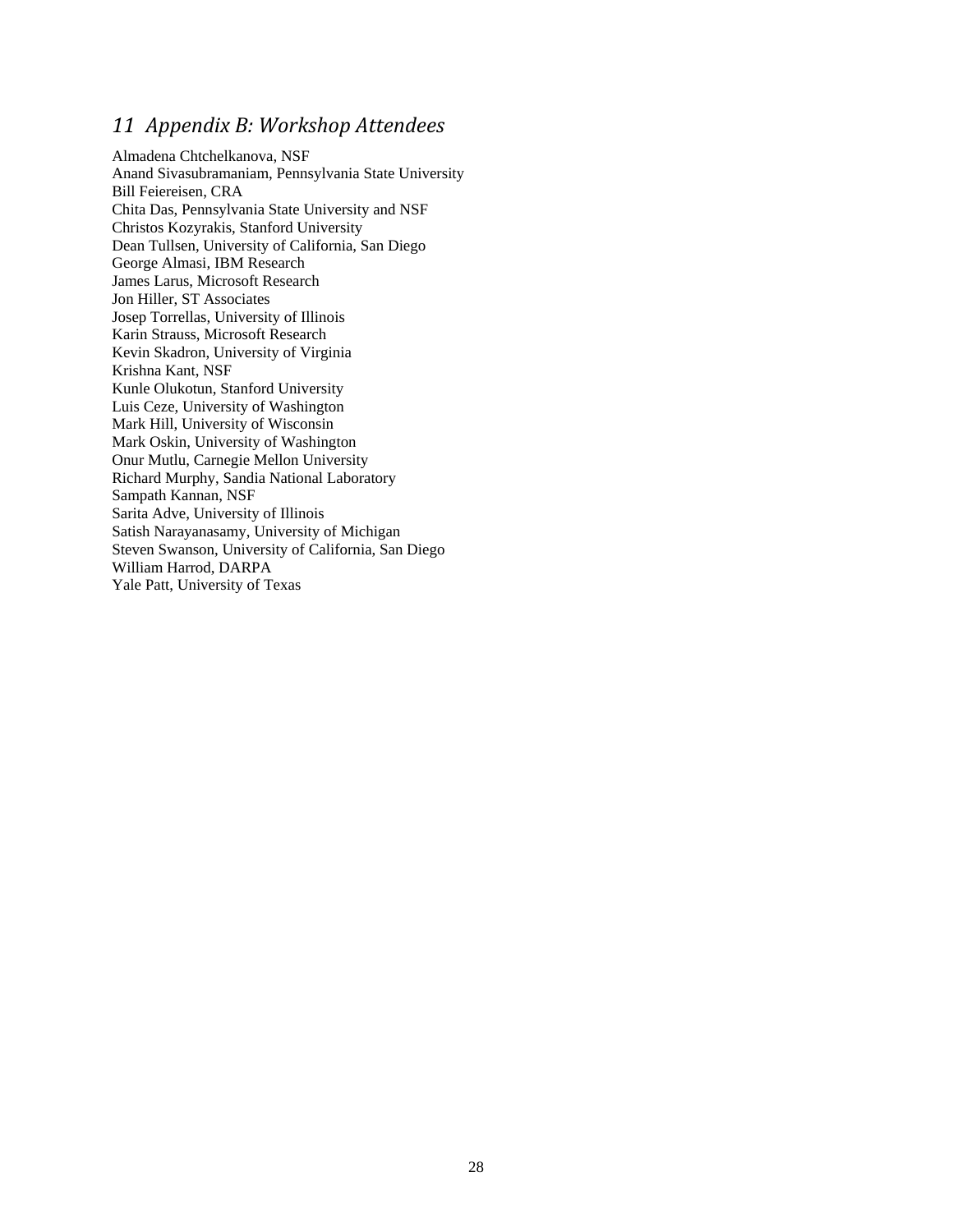## 11 Appendix B: Workshop Attendees

Almadena Chtchelkanova, NSF
Anand Sivasubramaniam, Pennsylvania State University
Bill Feiereisen, CRA
Chita Das, Pennsylvania State University and NSF
Christos Kozyrakis, Stanford University
Dean Tullsen, University of California, San Diego
George Almasi, IBM Research
James Larus, Microsoft Research
Jon Hiller, ST Associates
Josep Torrellas, University of Illinois
Karin Strauss, Microsoft Research
Kevin Skadron, University of Virginia
Krishna Kant, NSF
Kunle Olukotun, Stanford University
Luis Ceze, University of Washington
Mark Hill, University of Wisconsin
Mark Oskin, University of Washington
Onur Mutlu, Carnegie Mellon University
Richard Murphy, Sandia National Laboratory
Sampath Kannan, NSF
Sarita Adve, University of Illinois
Satish Narayanasamy, University of Michigan
Steven Swanson, University of California, San Diego
William Harrod, DARPA
Yale Patt, University of Texas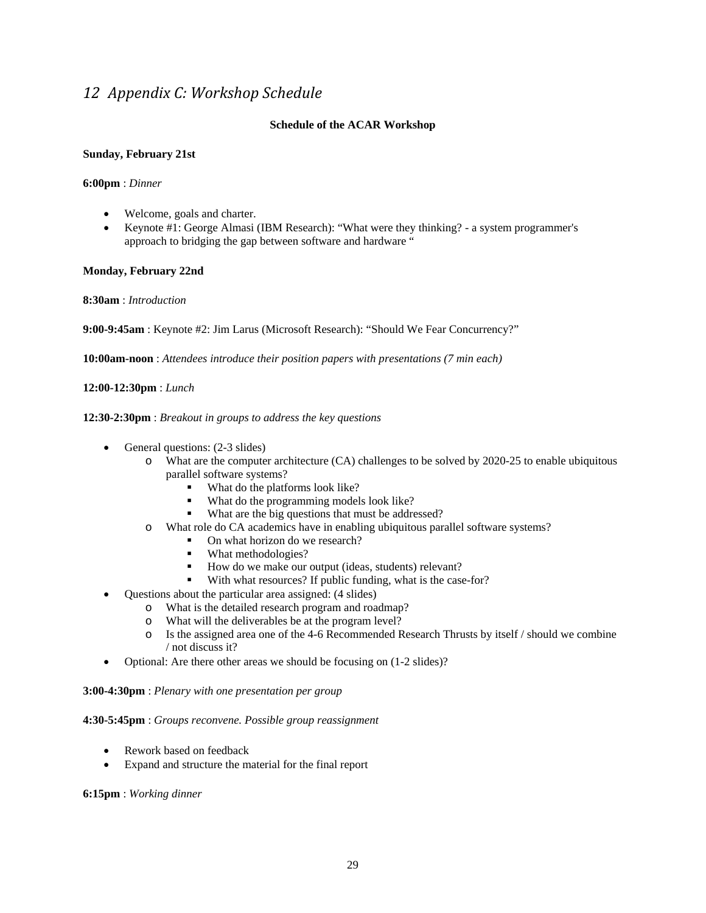# *12 Appendix C: Workshop Schedule*

**Schedule of the ACAR Workshop**

**Sunday, February 21st**

**6:00pm** : *Dinner*

- Welcome, goals and charter.
- Keynote #1: George Almasi (IBM Research): "What were they thinking? - a system programmer's approach to bridging the gap between software and hardware "

**Monday, February 22nd**

**8:30am** : *Introduction*

**9:00-9:45am** : Keynote #2: Jim Larus (Microsoft Research): "Should We Fear Concurrency?"

**10:00am-noon** : *Attendees introduce their position papers with presentations (7 min each)*

**12:00-12:30pm** : *Lunch*

**12:30-2:30pm** : *Breakout in groups to address the key questions*

- General questions: (2-3 slides)
  - What are the computer architecture (CA) challenges to be solved by 2020-25 to enable ubiquitous parallel software systems?
    - What do the platforms look like?
    - What do the programming models look like?
    - What are the big questions that must be addressed?
  - What role do CA academics have in enabling ubiquitous parallel software systems?
    - On what horizon do we research?
    - What methodologies?
    - How do we make our output (ideas, students) relevant?
    - With what resources? If public funding, what is the case-for?
- Questions about the particular area assigned: (4 slides)
  - What is the detailed research program and roadmap?
  - What will the deliverables be at the program level?
  - Is the assigned area one of the 4-6 Recommended Research Thrusts by itself / should we combine / not discuss it?
- Optional: Are there other areas we should be focusing on (1-2 slides)?

**3:00-4:30pm** : *Plenary with one presentation per group*

**4:30-5:45pm** : *Groups reconvene. Possible group reassignment*

- Rework based on feedback
- Expand and structure the material for the final report

**6:15pm** : *Working dinner*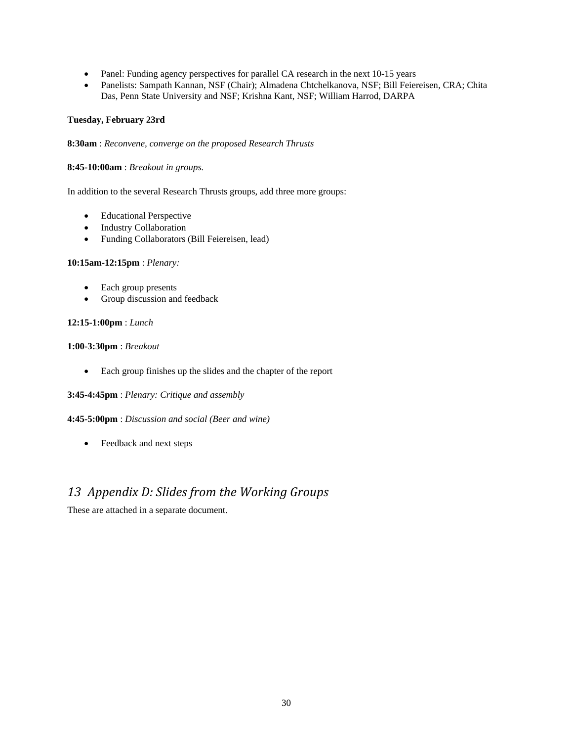- Panel: Funding agency perspectives for parallel CA research in the next 10-15 years
- Panelists: Sampath Kannan, NSF (Chair); Almadena Chtchelkanova, NSF; Bill Feiereisen, CRA; Chita Das, Penn State University and NSF; Krishna Kant, NSF; William Harrod, DARPA

**Tuesday, February 23rd**

**8:30am** : *Reconvene, converge on the proposed Research Thrusts*

**8:45-10:00am** : *Breakout in groups.*

In addition to the several Research Thrusts groups, add three more groups:

- Educational Perspective
- Industry Collaboration
- Funding Collaborators (Bill Feiereisen, lead)

**10:15am-12:15pm** : *Plenary:*

- Each group presents
- Group discussion and feedback

**12:15-1:00pm** : *Lunch*

**1:00-3:30pm** : *Breakout*

- Each group finishes up the slides and the chapter of the report

**3:45-4:45pm** : *Plenary: Critique and assembly*

**4:45-5:00pm** : *Discussion and social (Beer and wine)*

- Feedback and next steps

# *13 Appendix D: Slides from the Working Groups*

These are attached in a separate document.